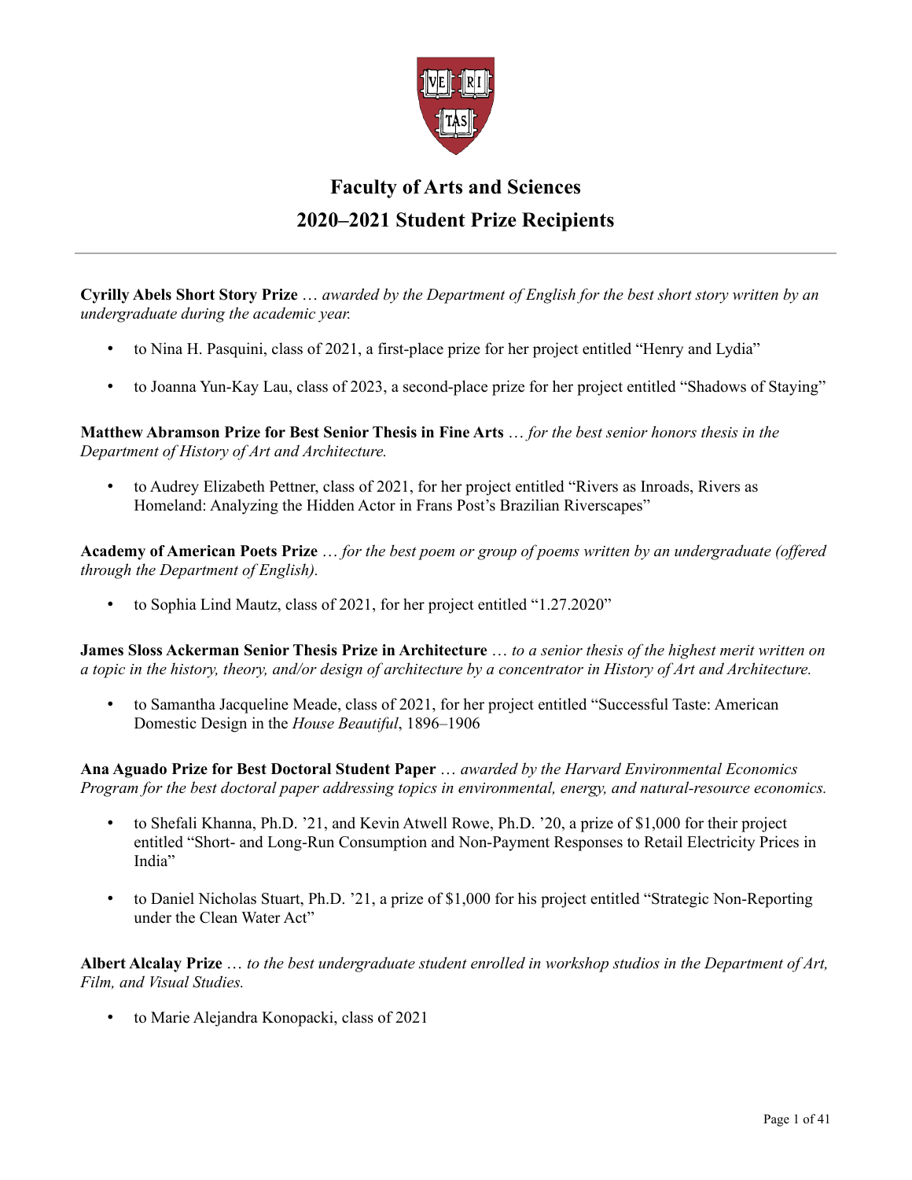# Faculty of Arts and Sciences
# 2020–2021 Student Prize Recipients

---

**Cyrilly Abels Short Story Prize** … *awarded by the Department of English for the best short story written by an undergraduate during the academic year.*

- to Nina H. Pasquini, class of 2021, a first-place prize for her project entitled "Henry and Lydia"
- to Joanna Yun-Kay Lau, class of 2023, a second-place prize for her project entitled "Shadows of Staying"

**Matthew Abramson Prize for Best Senior Thesis in Fine Arts** … *for the best senior honors thesis in the Department of History of Art and Architecture.*

- to Audrey Elizabeth Pettner, class of 2021, for her project entitled "Rivers as Inroads, Rivers as Homeland: Analyzing the Hidden Actor in Frans Post's Brazilian Riverscapes"

**Academy of American Poets Prize** … *for the best poem or group of poems written by an undergraduate (offered through the Department of English).*

- to Sophia Lind Mautz, class of 2021, for her project entitled "1.27.2020"

**James Sloss Ackerman Senior Thesis Prize in Architecture** … *to a senior thesis of the highest merit written on a topic in the history, theory, and/or design of architecture by a concentrator in History of Art and Architecture.*

- to Samantha Jacqueline Meade, class of 2021, for her project entitled "Successful Taste: American Domestic Design in the *House Beautiful*, 1896–1906

**Ana Aguado Prize for Best Doctoral Student Paper** … *awarded by the Harvard Environmental Economics Program for the best doctoral paper addressing topics in environmental, energy, and natural-resource economics.*

- to Shefali Khanna, Ph.D. '21, and Kevin Atwell Rowe, Ph.D. '20, a prize of $1,000 for their project entitled "Short- and Long-Run Consumption and Non-Payment Responses to Retail Electricity Prices in India"
- to Daniel Nicholas Stuart, Ph.D. '21, a prize of $1,000 for his project entitled "Strategic Non-Reporting under the Clean Water Act"

**Albert Alcalay Prize** … *to the best undergraduate student enrolled in workshop studios in the Department of Art, Film, and Visual Studies.*

- to Marie Alejandra Konopacki, class of 2021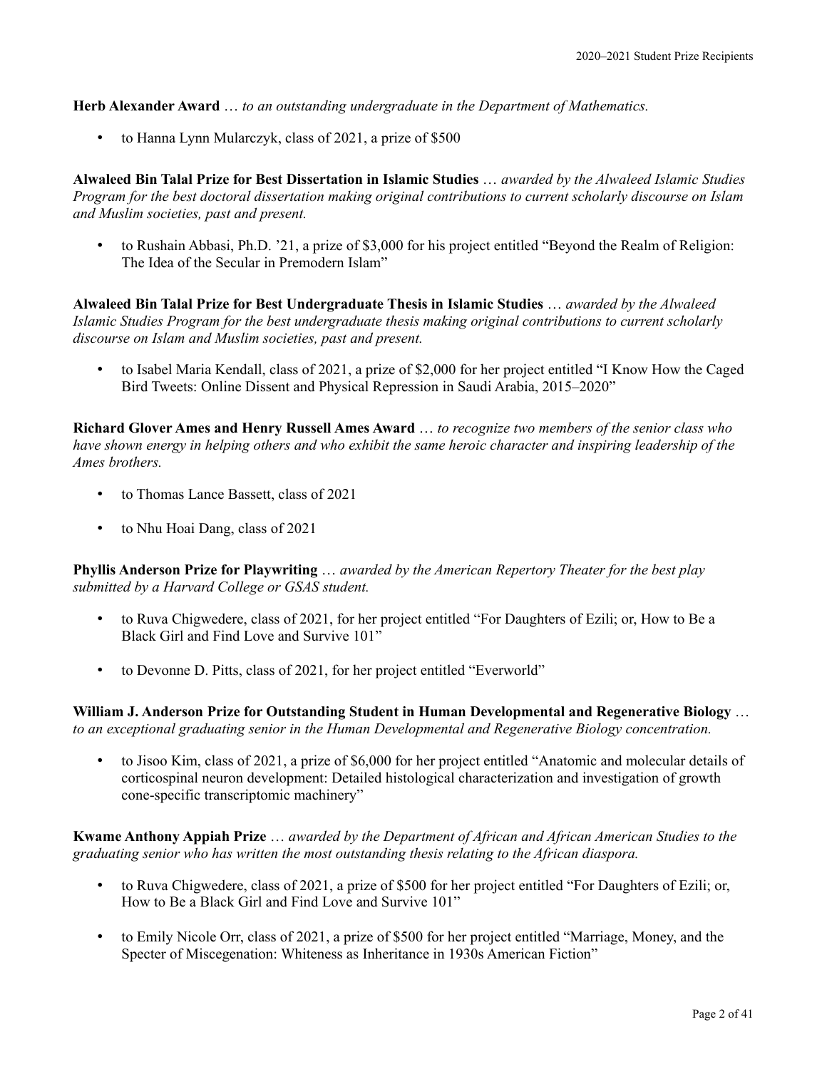**Herb Alexander Award** … *to an outstanding undergraduate in the Department of Mathematics.*

- to Hanna Lynn Mularczyk, class of 2021, a prize of $500

**Alwaleed Bin Talal Prize for Best Dissertation in Islamic Studies** … *awarded by the Alwaleed Islamic Studies Program for the best doctoral dissertation making original contributions to current scholarly discourse on Islam and Muslim societies, past and present.*

- to Rushain Abbasi, Ph.D. '21, a prize of $3,000 for his project entitled "Beyond the Realm of Religion: The Idea of the Secular in Premodern Islam"

**Alwaleed Bin Talal Prize for Best Undergraduate Thesis in Islamic Studies** … *awarded by the Alwaleed Islamic Studies Program for the best undergraduate thesis making original contributions to current scholarly discourse on Islam and Muslim societies, past and present.*

- to Isabel Maria Kendall, class of 2021, a prize of $2,000 for her project entitled "I Know How the Caged Bird Tweets: Online Dissent and Physical Repression in Saudi Arabia, 2015–2020"

**Richard Glover Ames and Henry Russell Ames Award** … *to recognize two members of the senior class who have shown energy in helping others and who exhibit the same heroic character and inspiring leadership of the Ames brothers.*

- to Thomas Lance Bassett, class of 2021
- to Nhu Hoai Dang, class of 2021

**Phyllis Anderson Prize for Playwriting** … *awarded by the American Repertory Theater for the best play submitted by a Harvard College or GSAS student.*

- to Ruva Chigwedere, class of 2021, for her project entitled "For Daughters of Ezili; or, How to Be a Black Girl and Find Love and Survive 101"
- to Devonne D. Pitts, class of 2021, for her project entitled "Everworld"

**William J. Anderson Prize for Outstanding Student in Human Developmental and Regenerative Biology** … *to an exceptional graduating senior in the Human Developmental and Regenerative Biology concentration.*

- to Jisoo Kim, class of 2021, a prize of $6,000 for her project entitled "Anatomic and molecular details of corticospinal neuron development: Detailed histological characterization and investigation of growth cone-specific transcriptomic machinery"

**Kwame Anthony Appiah Prize** … *awarded by the Department of African and African American Studies to the graduating senior who has written the most outstanding thesis relating to the African diaspora.*

- to Ruva Chigwedere, class of 2021, a prize of $500 for her project entitled "For Daughters of Ezili; or, How to Be a Black Girl and Find Love and Survive 101"
- to Emily Nicole Orr, class of 2021, a prize of $500 for her project entitled "Marriage, Money, and the Specter of Miscegenation: Whiteness as Inheritance in 1930s American Fiction"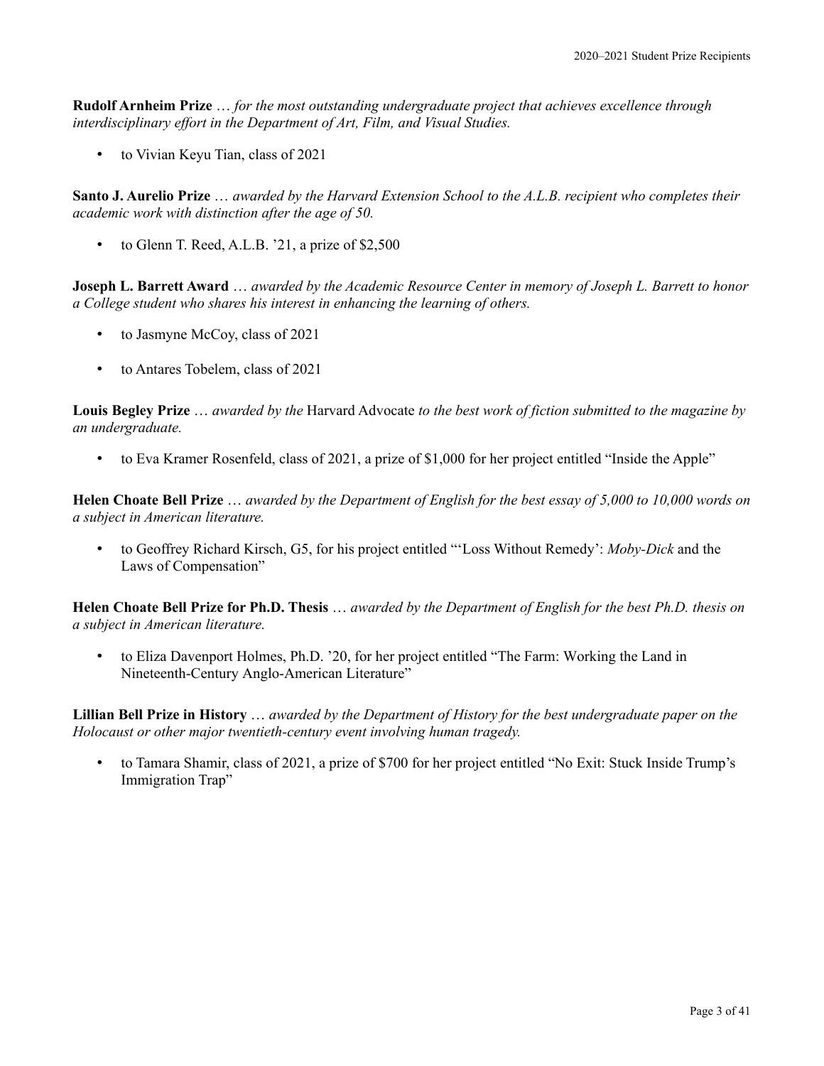**Rudolf Arnheim Prize** … *for the most outstanding undergraduate project that achieves excellence through interdisciplinary effort in the Department of Art, Film, and Visual Studies.*

- to Vivian Keyu Tian, class of 2021

**Santo J. Aurelio Prize** … *awarded by the Harvard Extension School to the A.L.B. recipient who completes their academic work with distinction after the age of 50.*

- to Glenn T. Reed, A.L.B. '21, a prize of $2,500

**Joseph L. Barrett Award** … *awarded by the Academic Resource Center in memory of Joseph L. Barrett to honor a College student who shares his interest in enhancing the learning of others.*

- to Jasmyne McCoy, class of 2021
- to Antares Tobelem, class of 2021

**Louis Begley Prize** … *awarded by the* Harvard Advocate *to the best work of fiction submitted to the magazine by an undergraduate.*

- to Eva Kramer Rosenfeld, class of 2021, a prize of $1,000 for her project entitled "Inside the Apple"

**Helen Choate Bell Prize** … *awarded by the Department of English for the best essay of 5,000 to 10,000 words on a subject in American literature.*

- to Geoffrey Richard Kirsch, G5, for his project entitled "'Loss Without Remedy': *Moby-Dick* and the Laws of Compensation"

**Helen Choate Bell Prize for Ph.D. Thesis** … *awarded by the Department of English for the best Ph.D. thesis on a subject in American literature.*

- to Eliza Davenport Holmes, Ph.D. '20, for her project entitled "The Farm: Working the Land in Nineteenth-Century Anglo-American Literature"

**Lillian Bell Prize in History** … *awarded by the Department of History for the best undergraduate paper on the Holocaust or other major twentieth-century event involving human tragedy.*

- to Tamara Shamir, class of 2021, a prize of $700 for her project entitled "No Exit: Stuck Inside Trump's Immigration Trap"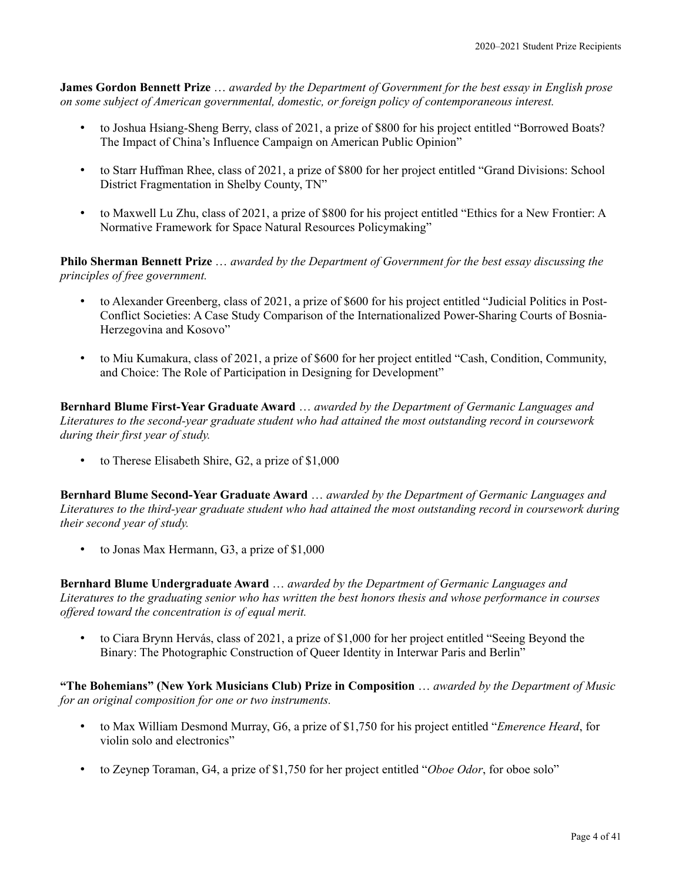**James Gordon Bennett Prize** … *awarded by the Department of Government for the best essay in English prose on some subject of American governmental, domestic, or foreign policy of contemporaneous interest.*

- to Joshua Hsiang-Sheng Berry, class of 2021, a prize of $800 for his project entitled "Borrowed Boats? The Impact of China's Influence Campaign on American Public Opinion"
- to Starr Huffman Rhee, class of 2021, a prize of $800 for her project entitled "Grand Divisions: School District Fragmentation in Shelby County, TN"
- to Maxwell Lu Zhu, class of 2021, a prize of $800 for his project entitled "Ethics for a New Frontier: A Normative Framework for Space Natural Resources Policymaking"

**Philo Sherman Bennett Prize** … *awarded by the Department of Government for the best essay discussing the principles of free government.*

- to Alexander Greenberg, class of 2021, a prize of $600 for his project entitled "Judicial Politics in Post-Conflict Societies: A Case Study Comparison of the Internationalized Power-Sharing Courts of Bosnia-Herzegovina and Kosovo"
- to Miu Kumakura, class of 2021, a prize of $600 for her project entitled "Cash, Condition, Community, and Choice: The Role of Participation in Designing for Development"

**Bernhard Blume First-Year Graduate Award** … *awarded by the Department of Germanic Languages and Literatures to the second-year graduate student who had attained the most outstanding record in coursework during their first year of study.*

- to Therese Elisabeth Shire, G2, a prize of $1,000

**Bernhard Blume Second-Year Graduate Award** … *awarded by the Department of Germanic Languages and Literatures to the third-year graduate student who had attained the most outstanding record in coursework during their second year of study.*

- to Jonas Max Hermann, G3, a prize of $1,000

**Bernhard Blume Undergraduate Award** … *awarded by the Department of Germanic Languages and Literatures to the graduating senior who has written the best honors thesis and whose performance in courses offered toward the concentration is of equal merit.*

- to Ciara Brynn Hervás, class of 2021, a prize of $1,000 for her project entitled "Seeing Beyond the Binary: The Photographic Construction of Queer Identity in Interwar Paris and Berlin"

**"The Bohemians" (New York Musicians Club) Prize in Composition** … *awarded by the Department of Music for an original composition for one or two instruments.*

- to Max William Desmond Murray, G6, a prize of $1,750 for his project entitled "*Emerence Heard*, for violin solo and electronics"
- to Zeynep Toraman, G4, a prize of $1,750 for her project entitled "*Oboe Odor*, for oboe solo"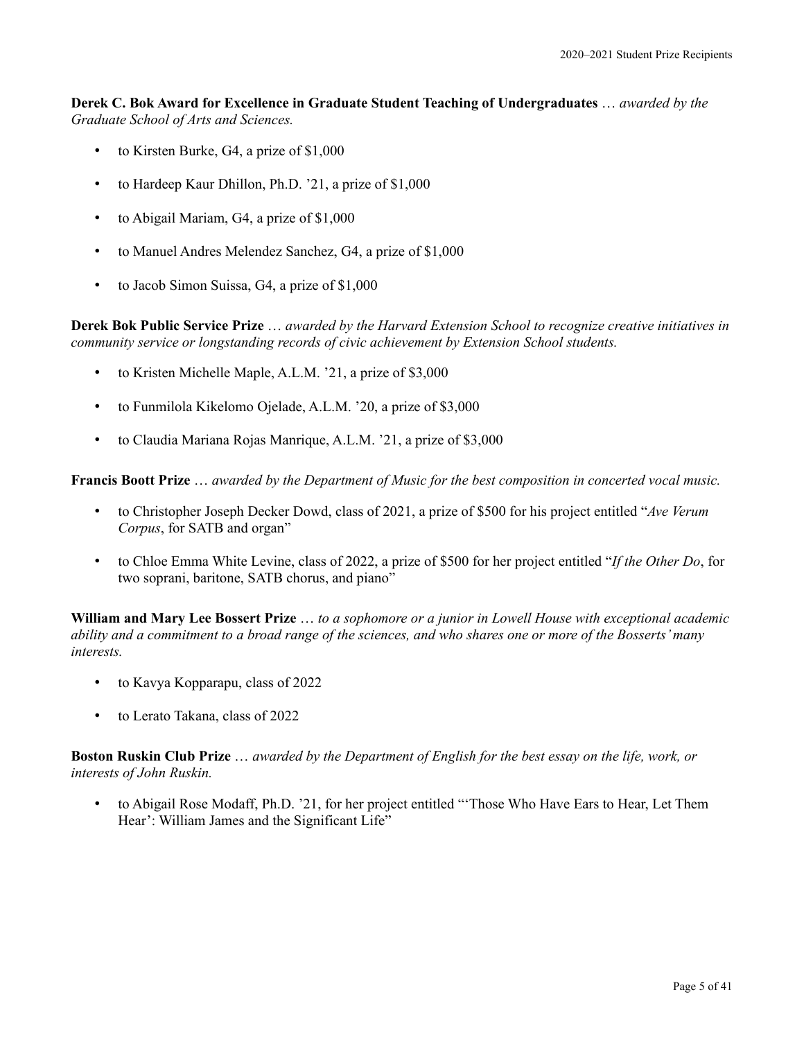**Derek C. Bok Award for Excellence in Graduate Student Teaching of Undergraduates** … *awarded by the Graduate School of Arts and Sciences.*

- to Kirsten Burke, G4, a prize of $1,000
- to Hardeep Kaur Dhillon, Ph.D. '21, a prize of $1,000
- to Abigail Mariam, G4, a prize of $1,000
- to Manuel Andres Melendez Sanchez, G4, a prize of $1,000
- to Jacob Simon Suissa, G4, a prize of $1,000

**Derek Bok Public Service Prize** … *awarded by the Harvard Extension School to recognize creative initiatives in community service or longstanding records of civic achievement by Extension School students.*

- to Kristen Michelle Maple, A.L.M. '21, a prize of $3,000
- to Funmilola Kikelomo Ojelade, A.L.M. '20, a prize of $3,000
- to Claudia Mariana Rojas Manrique, A.L.M. '21, a prize of $3,000

**Francis Boott Prize** … *awarded by the Department of Music for the best composition in concerted vocal music.*

- to Christopher Joseph Decker Dowd, class of 2021, a prize of $500 for his project entitled "*Ave Verum Corpus*, for SATB and organ"
- to Chloe Emma White Levine, class of 2022, a prize of $500 for her project entitled "*If the Other Do*, for two soprani, baritone, SATB chorus, and piano"

**William and Mary Lee Bossert Prize** … *to a sophomore or a junior in Lowell House with exceptional academic ability and a commitment to a broad range of the sciences, and who shares one or more of the Bosserts' many interests.*

- to Kavya Kopparapu, class of 2022
- to Lerato Takana, class of 2022

**Boston Ruskin Club Prize** … *awarded by the Department of English for the best essay on the life, work, or interests of John Ruskin.*

- to Abigail Rose Modaff, Ph.D. '21, for her project entitled "'Those Who Have Ears to Hear, Let Them Hear': William James and the Significant Life"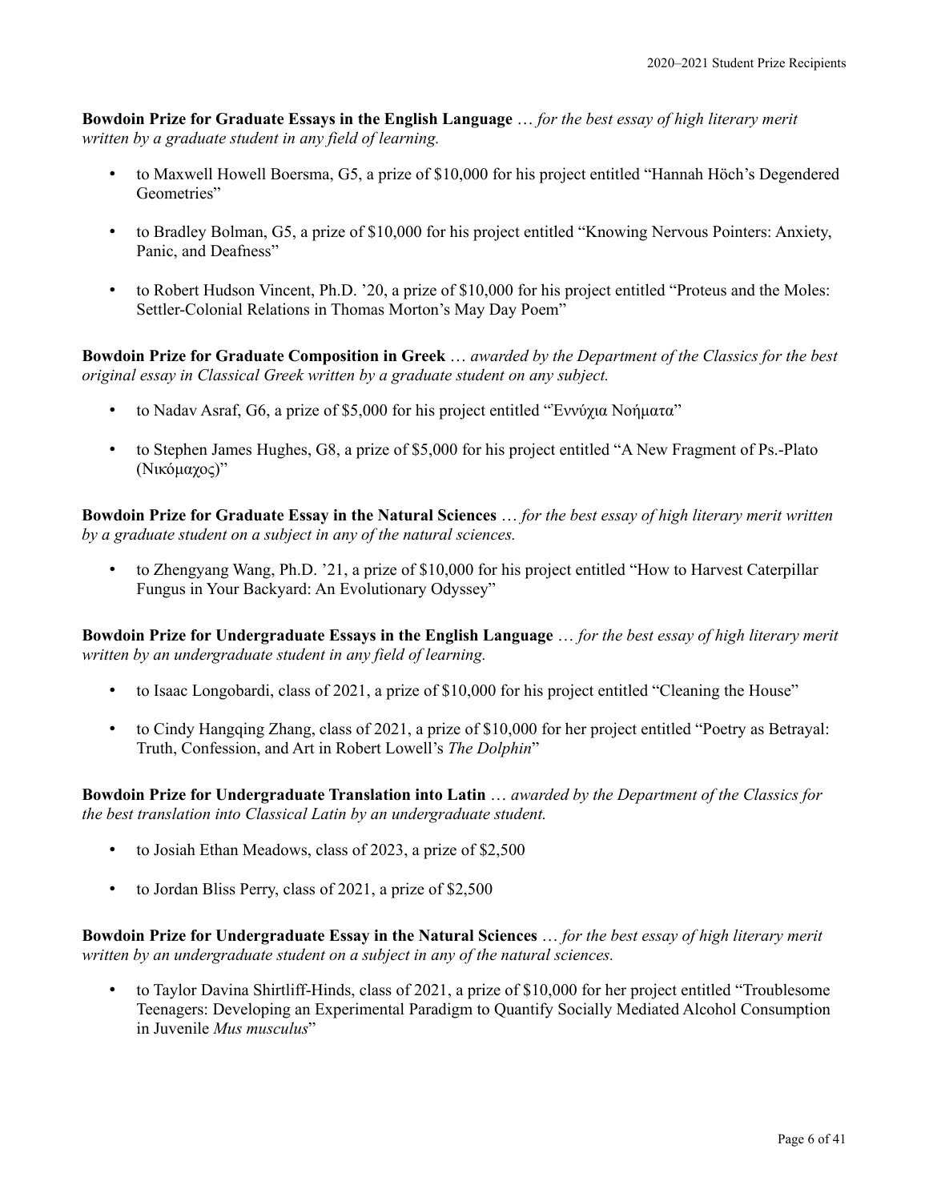**Bowdoin Prize for Graduate Essays in the English Language** … *for the best essay of high literary merit written by a graduate student in any field of learning.*

- to Maxwell Howell Boersma, G5, a prize of $10,000 for his project entitled "Hannah Höch's Degendered Geometries"
- to Bradley Bolman, G5, a prize of $10,000 for his project entitled "Knowing Nervous Pointers: Anxiety, Panic, and Deafness"
- to Robert Hudson Vincent, Ph.D. '20, a prize of $10,000 for his project entitled "Proteus and the Moles: Settler-Colonial Relations in Thomas Morton's May Day Poem"

**Bowdoin Prize for Graduate Composition in Greek** … *awarded by the Department of the Classics for the best original essay in Classical Greek written by a graduate student on any subject.*

- to Nadav Asraf, G6, a prize of $5,000 for his project entitled "Ἐννύχια Νοήματα"
- to Stephen James Hughes, G8, a prize of $5,000 for his project entitled "A New Fragment of Ps.-Plato (Νικόμαχος)"

**Bowdoin Prize for Graduate Essay in the Natural Sciences** … *for the best essay of high literary merit written by a graduate student on a subject in any of the natural sciences.*

- to Zhengyang Wang, Ph.D. '21, a prize of $10,000 for his project entitled "How to Harvest Caterpillar Fungus in Your Backyard: An Evolutionary Odyssey"

**Bowdoin Prize for Undergraduate Essays in the English Language** … *for the best essay of high literary merit written by an undergraduate student in any field of learning.*

- to Isaac Longobardi, class of 2021, a prize of $10,000 for his project entitled "Cleaning the House"
- to Cindy Hangqing Zhang, class of 2021, a prize of $10,000 for her project entitled "Poetry as Betrayal: Truth, Confession, and Art in Robert Lowell's *The Dolphin*"

**Bowdoin Prize for Undergraduate Translation into Latin** … *awarded by the Department of the Classics for the best translation into Classical Latin by an undergraduate student.*

- to Josiah Ethan Meadows, class of 2023, a prize of $2,500
- to Jordan Bliss Perry, class of 2021, a prize of $2,500

**Bowdoin Prize for Undergraduate Essay in the Natural Sciences** … *for the best essay of high literary merit written by an undergraduate student on a subject in any of the natural sciences.*

- to Taylor Davina Shirtliff-Hinds, class of 2021, a prize of $10,000 for her project entitled "Troublesome Teenagers: Developing an Experimental Paradigm to Quantify Socially Mediated Alcohol Consumption in Juvenile *Mus musculus*"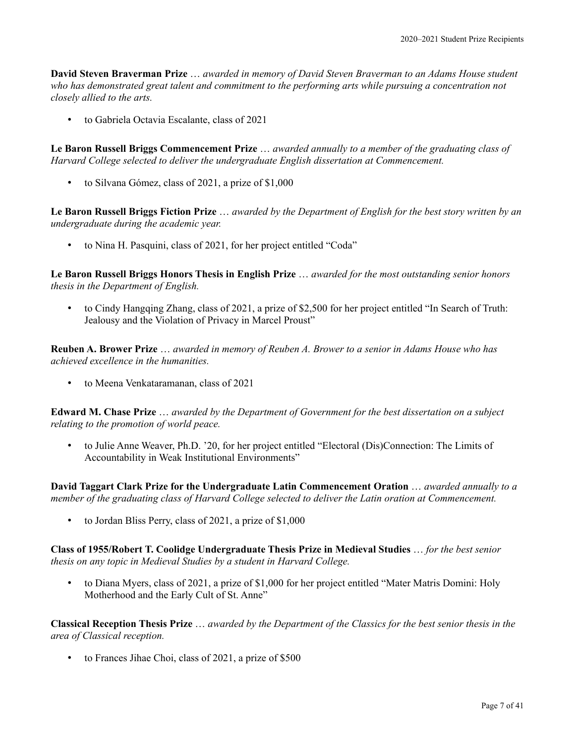**David Steven Braverman Prize** … *awarded in memory of David Steven Braverman to an Adams House student who has demonstrated great talent and commitment to the performing arts while pursuing a concentration not closely allied to the arts.*

- to Gabriela Octavia Escalante, class of 2021

**Le Baron Russell Briggs Commencement Prize** … *awarded annually to a member of the graduating class of Harvard College selected to deliver the undergraduate English dissertation at Commencement.*

- to Silvana Gómez, class of 2021, a prize of $1,000

**Le Baron Russell Briggs Fiction Prize** … *awarded by the Department of English for the best story written by an undergraduate during the academic year.*

- to Nina H. Pasquini, class of 2021, for her project entitled "Coda"

**Le Baron Russell Briggs Honors Thesis in English Prize** … *awarded for the most outstanding senior honors thesis in the Department of English.*

- to Cindy Hangqing Zhang, class of 2021, a prize of $2,500 for her project entitled "In Search of Truth: Jealousy and the Violation of Privacy in Marcel Proust"

**Reuben A. Brower Prize** … *awarded in memory of Reuben A. Brower to a senior in Adams House who has achieved excellence in the humanities.*

- to Meena Venkataramanan, class of 2021

**Edward M. Chase Prize** … *awarded by the Department of Government for the best dissertation on a subject relating to the promotion of world peace.*

- to Julie Anne Weaver, Ph.D. '20, for her project entitled "Electoral (Dis)Connection: The Limits of Accountability in Weak Institutional Environments"

**David Taggart Clark Prize for the Undergraduate Latin Commencement Oration** … *awarded annually to a member of the graduating class of Harvard College selected to deliver the Latin oration at Commencement.*

- to Jordan Bliss Perry, class of 2021, a prize of $1,000

**Class of 1955/Robert T. Coolidge Undergraduate Thesis Prize in Medieval Studies** … *for the best senior thesis on any topic in Medieval Studies by a student in Harvard College.*

- to Diana Myers, class of 2021, a prize of $1,000 for her project entitled "Mater Matris Domini: Holy Motherhood and the Early Cult of St. Anne"

**Classical Reception Thesis Prize** … *awarded by the Department of the Classics for the best senior thesis in the area of Classical reception.*

- to Frances Jihae Choi, class of 2021, a prize of $500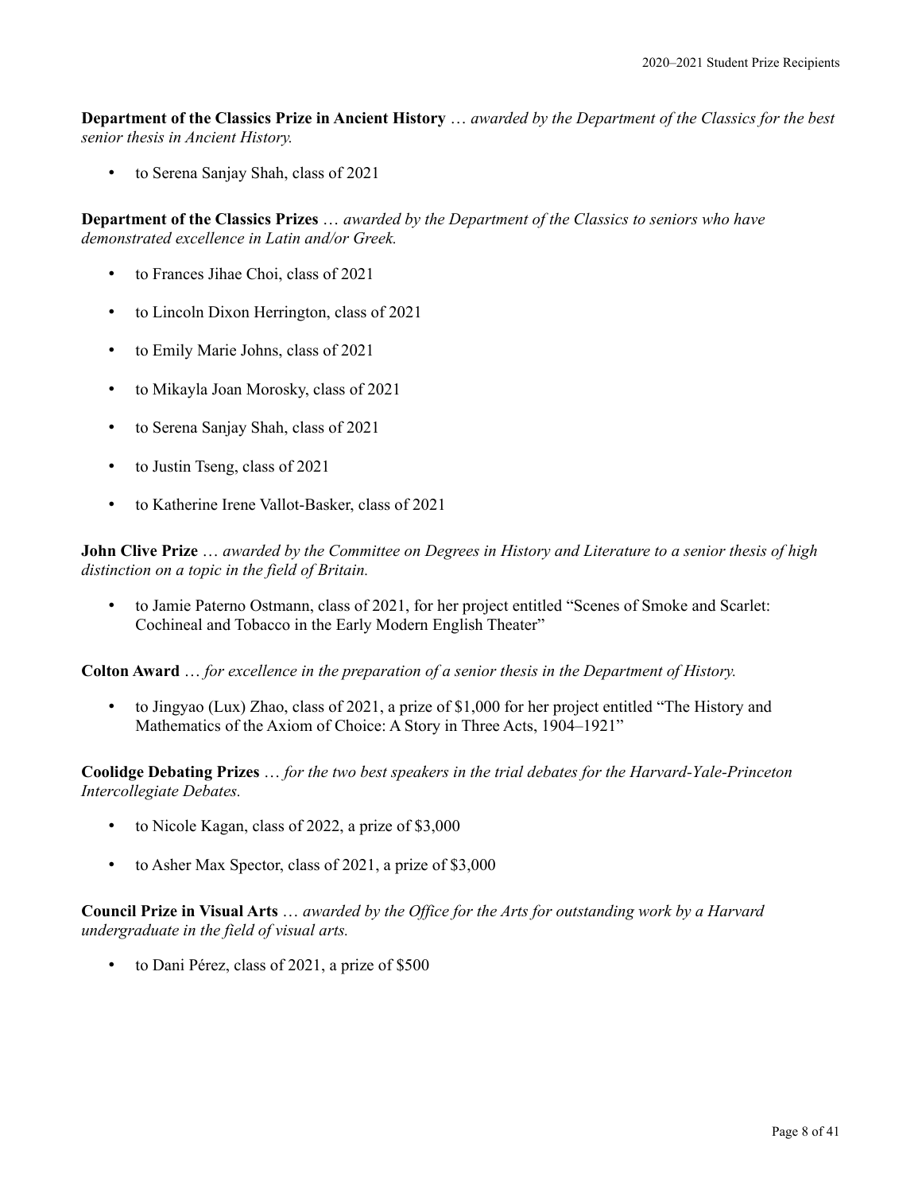**Department of the Classics Prize in Ancient History** … *awarded by the Department of the Classics for the best senior thesis in Ancient History.*

- to Serena Sanjay Shah, class of 2021

**Department of the Classics Prizes** … *awarded by the Department of the Classics to seniors who have demonstrated excellence in Latin and/or Greek.*

- to Frances Jihae Choi, class of 2021
- to Lincoln Dixon Herrington, class of 2021
- to Emily Marie Johns, class of 2021
- to Mikayla Joan Morosky, class of 2021
- to Serena Sanjay Shah, class of 2021
- to Justin Tseng, class of 2021
- to Katherine Irene Vallot-Basker, class of 2021

**John Clive Prize** … *awarded by the Committee on Degrees in History and Literature to a senior thesis of high distinction on a topic in the field of Britain.*

- to Jamie Paterno Ostmann, class of 2021, for her project entitled "Scenes of Smoke and Scarlet: Cochineal and Tobacco in the Early Modern English Theater"

**Colton Award** … *for excellence in the preparation of a senior thesis in the Department of History.*

- to Jingyao (Lux) Zhao, class of 2021, a prize of $1,000 for her project entitled "The History and Mathematics of the Axiom of Choice: A Story in Three Acts, 1904–1921"

**Coolidge Debating Prizes** … *for the two best speakers in the trial debates for the Harvard-Yale-Princeton Intercollegiate Debates.*

- to Nicole Kagan, class of 2022, a prize of $3,000
- to Asher Max Spector, class of 2021, a prize of $3,000

**Council Prize in Visual Arts** … *awarded by the Office for the Arts for outstanding work by a Harvard undergraduate in the field of visual arts.*

- to Dani Pérez, class of 2021, a prize of $500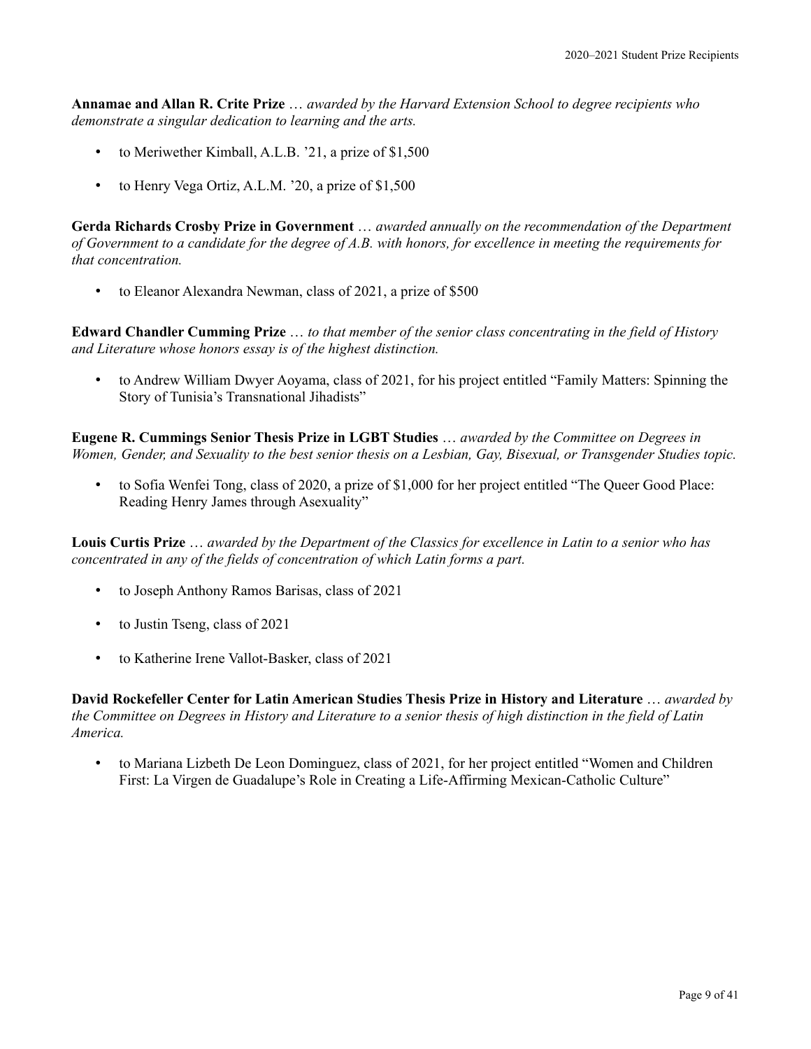**Annamae and Allan R. Crite Prize** … *awarded by the Harvard Extension School to degree recipients who demonstrate a singular dedication to learning and the arts.*

- to Meriwether Kimball, A.L.B. '21, a prize of $1,500
- to Henry Vega Ortiz, A.L.M. '20, a prize of $1,500

**Gerda Richards Crosby Prize in Government** … *awarded annually on the recommendation of the Department of Government to a candidate for the degree of A.B. with honors, for excellence in meeting the requirements for that concentration.*

- to Eleanor Alexandra Newman, class of 2021, a prize of $500

**Edward Chandler Cumming Prize** … *to that member of the senior class concentrating in the field of History and Literature whose honors essay is of the highest distinction.*

- to Andrew William Dwyer Aoyama, class of 2021, for his project entitled "Family Matters: Spinning the Story of Tunisia's Transnational Jihadists"

**Eugene R. Cummings Senior Thesis Prize in LGBT Studies** … *awarded by the Committee on Degrees in Women, Gender, and Sexuality to the best senior thesis on a Lesbian, Gay, Bisexual, or Transgender Studies topic.*

- to Sofia Wenfei Tong, class of 2020, a prize of $1,000 for her project entitled "The Queer Good Place: Reading Henry James through Asexuality"

**Louis Curtis Prize** … *awarded by the Department of the Classics for excellence in Latin to a senior who has concentrated in any of the fields of concentration of which Latin forms a part.*

- to Joseph Anthony Ramos Barisas, class of 2021
- to Justin Tseng, class of 2021
- to Katherine Irene Vallot-Basker, class of 2021

**David Rockefeller Center for Latin American Studies Thesis Prize in History and Literature** … *awarded by the Committee on Degrees in History and Literature to a senior thesis of high distinction in the field of Latin America.*

- to Mariana Lizbeth De Leon Dominguez, class of 2021, for her project entitled "Women and Children First: La Virgen de Guadalupe's Role in Creating a Life-Affirming Mexican-Catholic Culture"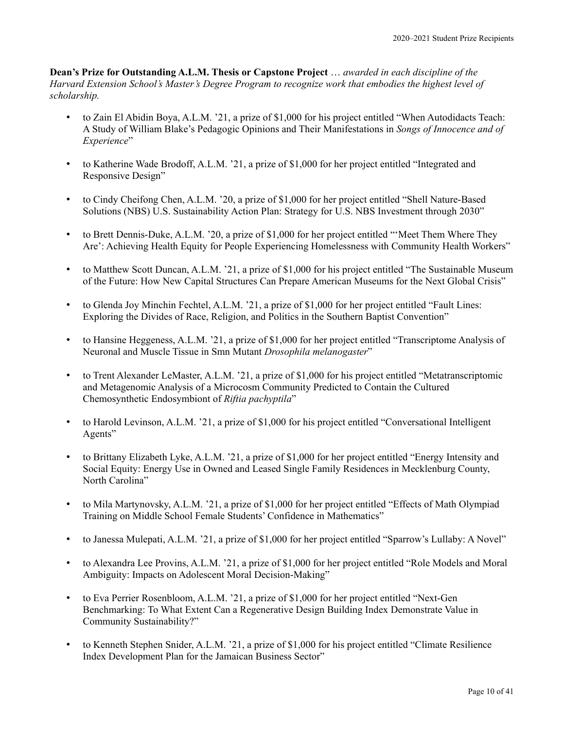**Dean's Prize for Outstanding A.L.M. Thesis or Capstone Project** … *awarded in each discipline of the Harvard Extension School's Master's Degree Program to recognize work that embodies the highest level of scholarship.*

- to Zain El Abidin Boya, A.L.M. '21, a prize of $1,000 for his project entitled "When Autodidacts Teach: A Study of William Blake's Pedagogic Opinions and Their Manifestations in *Songs of Innocence and of Experience*"
- to Katherine Wade Brodoff, A.L.M. '21, a prize of $1,000 for her project entitled "Integrated and Responsive Design"
- to Cindy Cheifong Chen, A.L.M. '20, a prize of $1,000 for her project entitled "Shell Nature-Based Solutions (NBS) U.S. Sustainability Action Plan: Strategy for U.S. NBS Investment through 2030"
- to Brett Dennis-Duke, A.L.M. '20, a prize of $1,000 for her project entitled "'Meet Them Where They Are': Achieving Health Equity for People Experiencing Homelessness with Community Health Workers"
- to Matthew Scott Duncan, A.L.M. '21, a prize of $1,000 for his project entitled "The Sustainable Museum of the Future: How New Capital Structures Can Prepare American Museums for the Next Global Crisis"
- to Glenda Joy Minchin Fechtel, A.L.M. '21, a prize of $1,000 for her project entitled "Fault Lines: Exploring the Divides of Race, Religion, and Politics in the Southern Baptist Convention"
- to Hansine Heggeness, A.L.M. '21, a prize of $1,000 for her project entitled "Transcriptome Analysis of Neuronal and Muscle Tissue in Smn Mutant *Drosophila melanogaster*"
- to Trent Alexander LeMaster, A.L.M. '21, a prize of $1,000 for his project entitled "Metatranscriptomic and Metagenomic Analysis of a Microcosm Community Predicted to Contain the Cultured Chemosynthetic Endosymbiont of *Riftia pachyptila*"
- to Harold Levinson, A.L.M. '21, a prize of $1,000 for his project entitled "Conversational Intelligent Agents"
- to Brittany Elizabeth Lyke, A.L.M. '21, a prize of $1,000 for her project entitled "Energy Intensity and Social Equity: Energy Use in Owned and Leased Single Family Residences in Mecklenburg County, North Carolina"
- to Mila Martynovsky, A.L.M. '21, a prize of $1,000 for her project entitled "Effects of Math Olympiad Training on Middle School Female Students' Confidence in Mathematics"
- to Janessa Mulepati, A.L.M. '21, a prize of $1,000 for her project entitled "Sparrow's Lullaby: A Novel"
- to Alexandra Lee Provins, A.L.M. '21, a prize of $1,000 for her project entitled "Role Models and Moral Ambiguity: Impacts on Adolescent Moral Decision-Making"
- to Eva Perrier Rosenbloom, A.L.M. '21, a prize of $1,000 for her project entitled "Next-Gen Benchmarking: To What Extent Can a Regenerative Design Building Index Demonstrate Value in Community Sustainability?"
- to Kenneth Stephen Snider, A.L.M. '21, a prize of $1,000 for his project entitled "Climate Resilience Index Development Plan for the Jamaican Business Sector"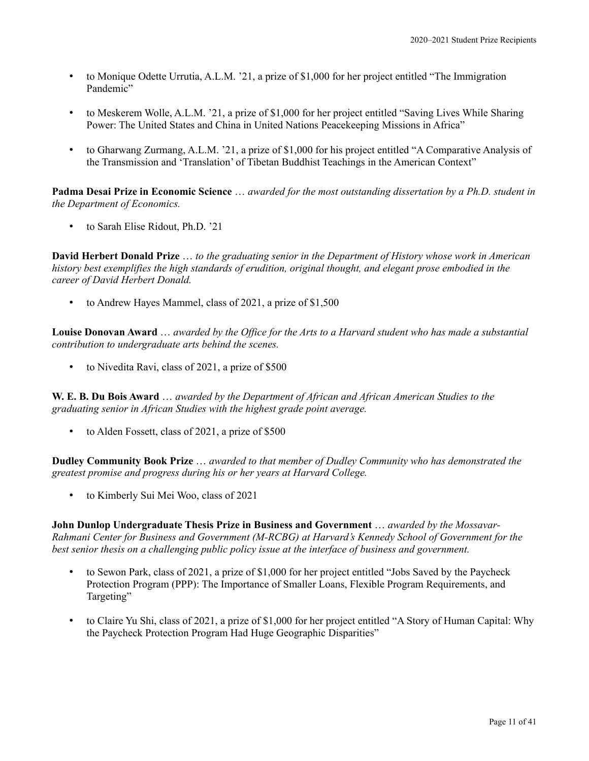- to Monique Odette Urrutia, A.L.M. ’21, a prize of $1,000 for her project entitled “The Immigration Pandemic”

- to Meskerem Wolle, A.L.M. ’21, a prize of $1,000 for her project entitled “Saving Lives While Sharing Power: The United States and China in United Nations Peacekeeping Missions in Africa”

- to Gharwang Zurmang, A.L.M. ’21, a prize of $1,000 for his project entitled “A Comparative Analysis of the Transmission and ‘Translation’ of Tibetan Buddhist Teachings in the American Context”

**Padma Desai Prize in Economic Science** … *awarded for the most outstanding dissertation by a Ph.D. student in the Department of Economics.*

- to Sarah Elise Ridout, Ph.D. ’21

**David Herbert Donald Prize** … *to the graduating senior in the Department of History whose work in American history best exemplifies the high standards of erudition, original thought, and elegant prose embodied in the career of David Herbert Donald.*

- to Andrew Hayes Mammel, class of 2021, a prize of $1,500

**Louise Donovan Award** … *awarded by the Office for the Arts to a Harvard student who has made a substantial contribution to undergraduate arts behind the scenes.*

- to Nivedita Ravi, class of 2021, a prize of $500

**W. E. B. Du Bois Award** … *awarded by the Department of African and African American Studies to the graduating senior in African Studies with the highest grade point average.*

- to Alden Fossett, class of 2021, a prize of $500

**Dudley Community Book Prize** … *awarded to that member of Dudley Community who has demonstrated the greatest promise and progress during his or her years at Harvard College.*

- to Kimberly Sui Mei Woo, class of 2021

**John Dunlop Undergraduate Thesis Prize in Business and Government** … *awarded by the Mossavar-Rahmani Center for Business and Government (M-RCBG) at Harvard’s Kennedy School of Government for the best senior thesis on a challenging public policy issue at the interface of business and government.*

- to Sewon Park, class of 2021, a prize of $1,000 for her project entitled “Jobs Saved by the Paycheck Protection Program (PPP): The Importance of Smaller Loans, Flexible Program Requirements, and Targeting”

- to Claire Yu Shi, class of 2021, a prize of $1,000 for her project entitled “A Story of Human Capital: Why the Paycheck Protection Program Had Huge Geographic Disparities”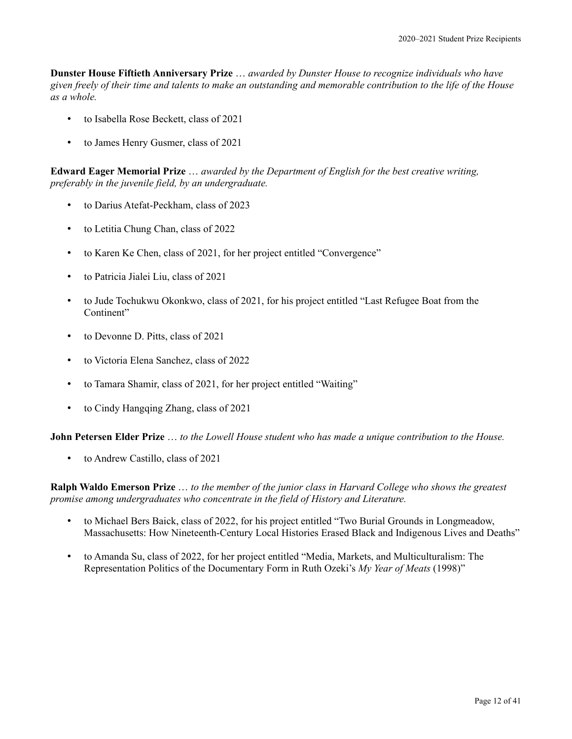**Dunster House Fiftieth Anniversary Prize** … *awarded by Dunster House to recognize individuals who have given freely of their time and talents to make an outstanding and memorable contribution to the life of the House as a whole.*

- to Isabella Rose Beckett, class of 2021
- to James Henry Gusmer, class of 2021

**Edward Eager Memorial Prize** … *awarded by the Department of English for the best creative writing, preferably in the juvenile field, by an undergraduate.*

- to Darius Atefat-Peckham, class of 2023
- to Letitia Chung Chan, class of 2022
- to Karen Ke Chen, class of 2021, for her project entitled "Convergence"
- to Patricia Jialei Liu, class of 2021
- to Jude Tochukwu Okonkwo, class of 2021, for his project entitled "Last Refugee Boat from the Continent"
- to Devonne D. Pitts, class of 2021
- to Victoria Elena Sanchez, class of 2022
- to Tamara Shamir, class of 2021, for her project entitled "Waiting"
- to Cindy Hangqing Zhang, class of 2021

**John Petersen Elder Prize** … *to the Lowell House student who has made a unique contribution to the House.*

- to Andrew Castillo, class of 2021

**Ralph Waldo Emerson Prize** … *to the member of the junior class in Harvard College who shows the greatest promise among undergraduates who concentrate in the field of History and Literature.*

- to Michael Bers Baick, class of 2022, for his project entitled "Two Burial Grounds in Longmeadow, Massachusetts: How Nineteenth-Century Local Histories Erased Black and Indigenous Lives and Deaths"
- to Amanda Su, class of 2022, for her project entitled "Media, Markets, and Multiculturalism: The Representation Politics of the Documentary Form in Ruth Ozeki's *My Year of Meats* (1998)"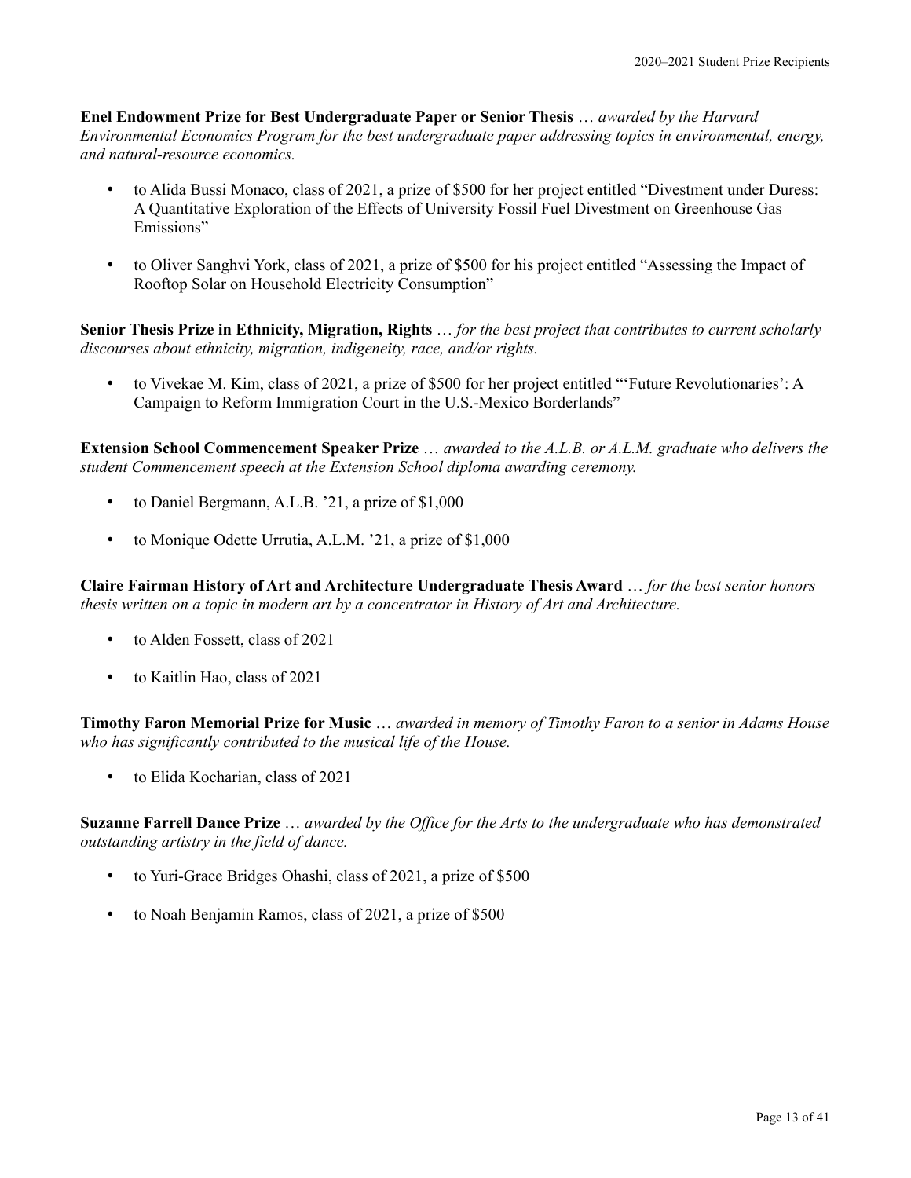**Enel Endowment Prize for Best Undergraduate Paper or Senior Thesis** … *awarded by the Harvard Environmental Economics Program for the best undergraduate paper addressing topics in environmental, energy, and natural-resource economics.*

- to Alida Bussi Monaco, class of 2021, a prize of $500 for her project entitled "Divestment under Duress: A Quantitative Exploration of the Effects of University Fossil Fuel Divestment on Greenhouse Gas Emissions"
- to Oliver Sanghvi York, class of 2021, a prize of $500 for his project entitled "Assessing the Impact of Rooftop Solar on Household Electricity Consumption"

**Senior Thesis Prize in Ethnicity, Migration, Rights** … *for the best project that contributes to current scholarly discourses about ethnicity, migration, indigeneity, race, and/or rights.*

- to Vivekae M. Kim, class of 2021, a prize of $500 for her project entitled "'Future Revolutionaries': A Campaign to Reform Immigration Court in the U.S.-Mexico Borderlands"

**Extension School Commencement Speaker Prize** … *awarded to the A.L.B. or A.L.M. graduate who delivers the student Commencement speech at the Extension School diploma awarding ceremony.*

- to Daniel Bergmann, A.L.B. '21, a prize of $1,000
- to Monique Odette Urrutia, A.L.M. '21, a prize of $1,000

**Claire Fairman History of Art and Architecture Undergraduate Thesis Award** … *for the best senior honors thesis written on a topic in modern art by a concentrator in History of Art and Architecture.*

- to Alden Fossett, class of 2021
- to Kaitlin Hao, class of 2021

**Timothy Faron Memorial Prize for Music** … *awarded in memory of Timothy Faron to a senior in Adams House who has significantly contributed to the musical life of the House.*

- to Elida Kocharian, class of 2021

**Suzanne Farrell Dance Prize** … *awarded by the Office for the Arts to the undergraduate who has demonstrated outstanding artistry in the field of dance.*

- to Yuri-Grace Bridges Ohashi, class of 2021, a prize of $500
- to Noah Benjamin Ramos, class of 2021, a prize of $500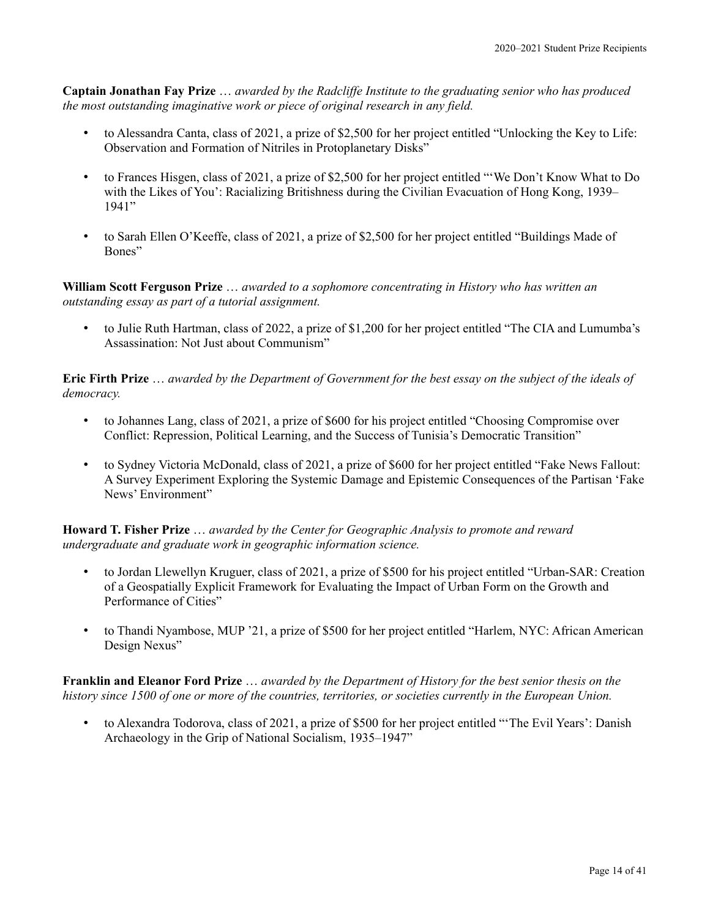**Captain Jonathan Fay Prize** … *awarded by the Radcliffe Institute to the graduating senior who has produced the most outstanding imaginative work or piece of original research in any field.*

- to Alessandra Canta, class of 2021, a prize of $2,500 for her project entitled "Unlocking the Key to Life: Observation and Formation of Nitriles in Protoplanetary Disks"
- to Frances Hisgen, class of 2021, a prize of $2,500 for her project entitled "'We Don't Know What to Do with the Likes of You': Racializing Britishness during the Civilian Evacuation of Hong Kong, 1939–1941"
- to Sarah Ellen O'Keeffe, class of 2021, a prize of $2,500 for her project entitled "Buildings Made of Bones"

**William Scott Ferguson Prize** … *awarded to a sophomore concentrating in History who has written an outstanding essay as part of a tutorial assignment.*

- to Julie Ruth Hartman, class of 2022, a prize of $1,200 for her project entitled "The CIA and Lumumba's Assassination: Not Just about Communism"

**Eric Firth Prize** … *awarded by the Department of Government for the best essay on the subject of the ideals of democracy.*

- to Johannes Lang, class of 2021, a prize of $600 for his project entitled "Choosing Compromise over Conflict: Repression, Political Learning, and the Success of Tunisia's Democratic Transition"
- to Sydney Victoria McDonald, class of 2021, a prize of $600 for her project entitled "Fake News Fallout: A Survey Experiment Exploring the Systemic Damage and Epistemic Consequences of the Partisan 'Fake News' Environment"

**Howard T. Fisher Prize** … *awarded by the Center for Geographic Analysis to promote and reward undergraduate and graduate work in geographic information science.*

- to Jordan Llewellyn Kruguer, class of 2021, a prize of $500 for his project entitled "Urban-SAR: Creation of a Geospatially Explicit Framework for Evaluating the Impact of Urban Form on the Growth and Performance of Cities"
- to Thandi Nyambose, MUP '21, a prize of $500 for her project entitled "Harlem, NYC: African American Design Nexus"

**Franklin and Eleanor Ford Prize** … *awarded by the Department of History for the best senior thesis on the history since 1500 of one or more of the countries, territories, or societies currently in the European Union.*

- to Alexandra Todorova, class of 2021, a prize of $500 for her project entitled "'The Evil Years': Danish Archaeology in the Grip of National Socialism, 1935–1947"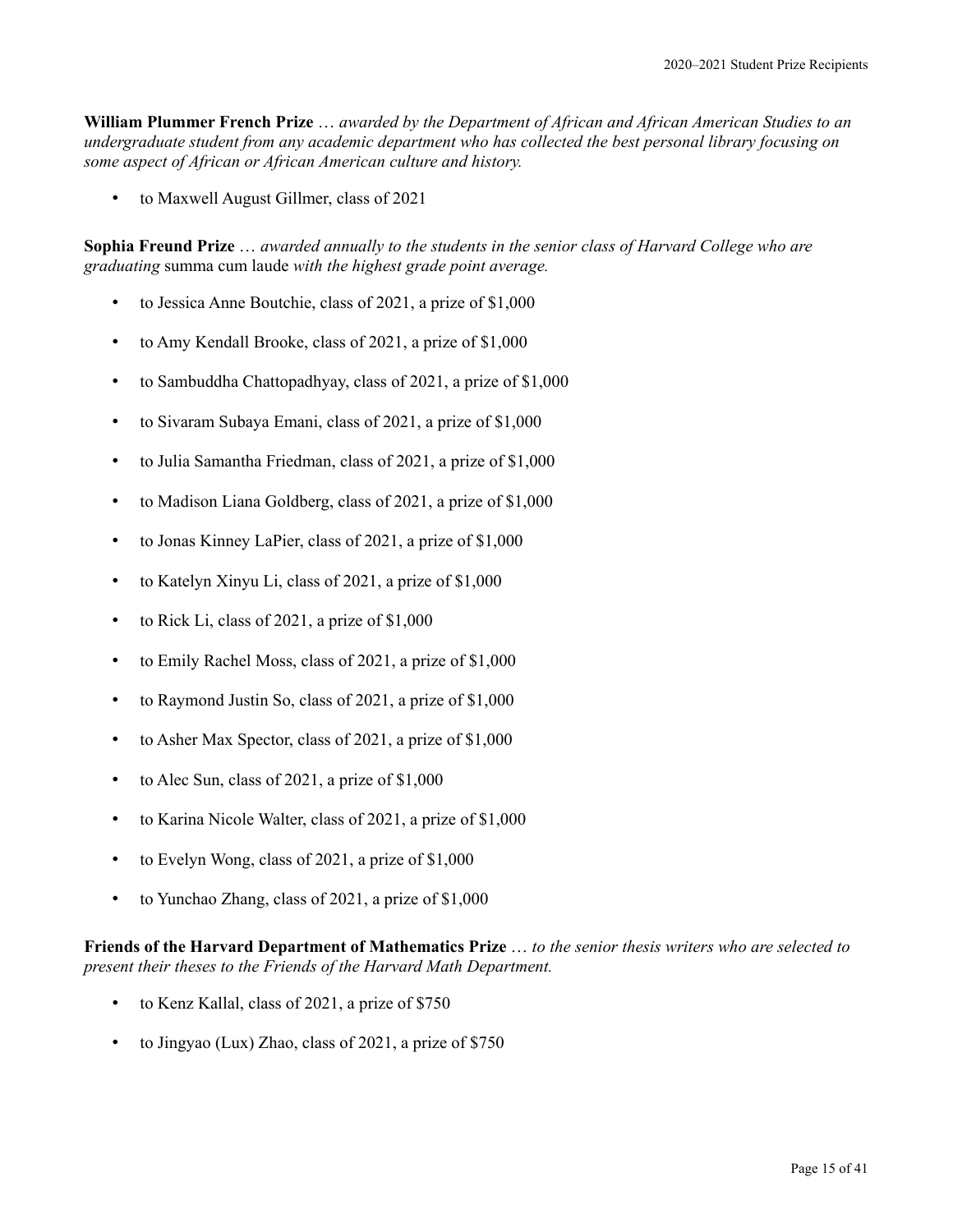**William Plummer French Prize** … *awarded by the Department of African and African American Studies to an undergraduate student from any academic department who has collected the best personal library focusing on some aspect of African or African American culture and history.*

- to Maxwell August Gillmer, class of 2021

**Sophia Freund Prize** … *awarded annually to the students in the senior class of Harvard College who are graduating* summa cum laude *with the highest grade point average.*

- to Jessica Anne Boutchie, class of 2021, a prize of $1,000
- to Amy Kendall Brooke, class of 2021, a prize of $1,000
- to Sambuddha Chattopadhyay, class of 2021, a prize of $1,000
- to Sivaram Subaya Emani, class of 2021, a prize of $1,000
- to Julia Samantha Friedman, class of 2021, a prize of $1,000
- to Madison Liana Goldberg, class of 2021, a prize of $1,000
- to Jonas Kinney LaPier, class of 2021, a prize of $1,000
- to Katelyn Xinyu Li, class of 2021, a prize of $1,000
- to Rick Li, class of 2021, a prize of $1,000
- to Emily Rachel Moss, class of 2021, a prize of $1,000
- to Raymond Justin So, class of 2021, a prize of $1,000
- to Asher Max Spector, class of 2021, a prize of $1,000
- to Alec Sun, class of 2021, a prize of $1,000
- to Karina Nicole Walter, class of 2021, a prize of $1,000
- to Evelyn Wong, class of 2021, a prize of $1,000
- to Yunchao Zhang, class of 2021, a prize of $1,000

**Friends of the Harvard Department of Mathematics Prize** … *to the senior thesis writers who are selected to present their theses to the Friends of the Harvard Math Department.*

- to Kenz Kallal, class of 2021, a prize of $750
- to Jingyao (Lux) Zhao, class of 2021, a prize of $750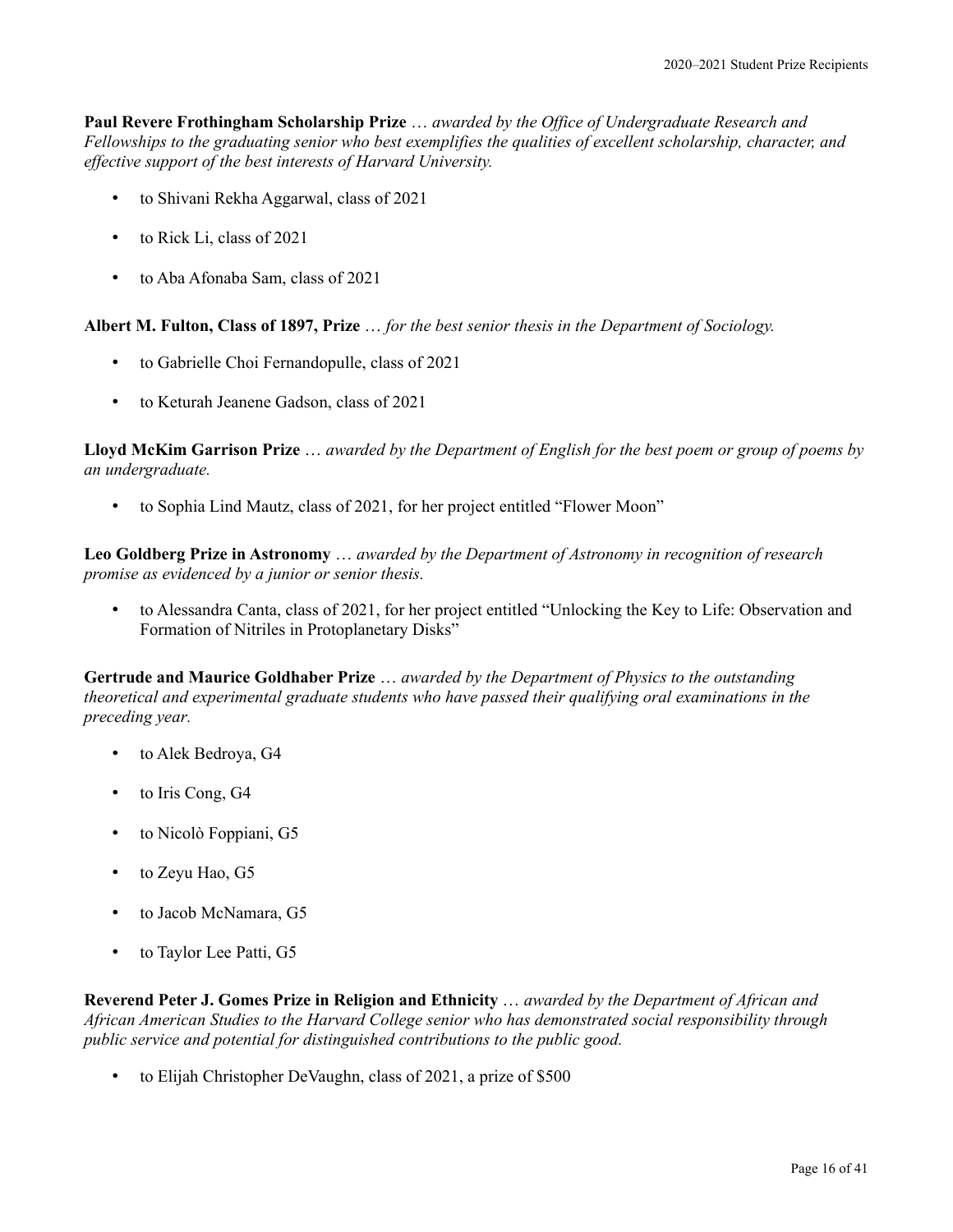**Paul Revere Frothingham Scholarship Prize** … *awarded by the Office of Undergraduate Research and Fellowships to the graduating senior who best exemplifies the qualities of excellent scholarship, character, and effective support of the best interests of Harvard University.*

- to Shivani Rekha Aggarwal, class of 2021
- to Rick Li, class of 2021
- to Aba Afonaba Sam, class of 2021

**Albert M. Fulton, Class of 1897, Prize** … *for the best senior thesis in the Department of Sociology.*

- to Gabrielle Choi Fernandopulle, class of 2021
- to Keturah Jeanene Gadson, class of 2021

**Lloyd McKim Garrison Prize** … *awarded by the Department of English for the best poem or group of poems by an undergraduate.*

- to Sophia Lind Mautz, class of 2021, for her project entitled "Flower Moon"

**Leo Goldberg Prize in Astronomy** … *awarded by the Department of Astronomy in recognition of research promise as evidenced by a junior or senior thesis.*

- to Alessandra Canta, class of 2021, for her project entitled "Unlocking the Key to Life: Observation and Formation of Nitriles in Protoplanetary Disks"

**Gertrude and Maurice Goldhaber Prize** … *awarded by the Department of Physics to the outstanding theoretical and experimental graduate students who have passed their qualifying oral examinations in the preceding year.*

- to Alek Bedroya, G4
- to Iris Cong, G4
- to Nicolò Foppiani, G5
- to Zeyu Hao, G5
- to Jacob McNamara, G5
- to Taylor Lee Patti, G5

**Reverend Peter J. Gomes Prize in Religion and Ethnicity** … *awarded by the Department of African and African American Studies to the Harvard College senior who has demonstrated social responsibility through public service and potential for distinguished contributions to the public good.*

- to Elijah Christopher DeVaughn, class of 2021, a prize of $500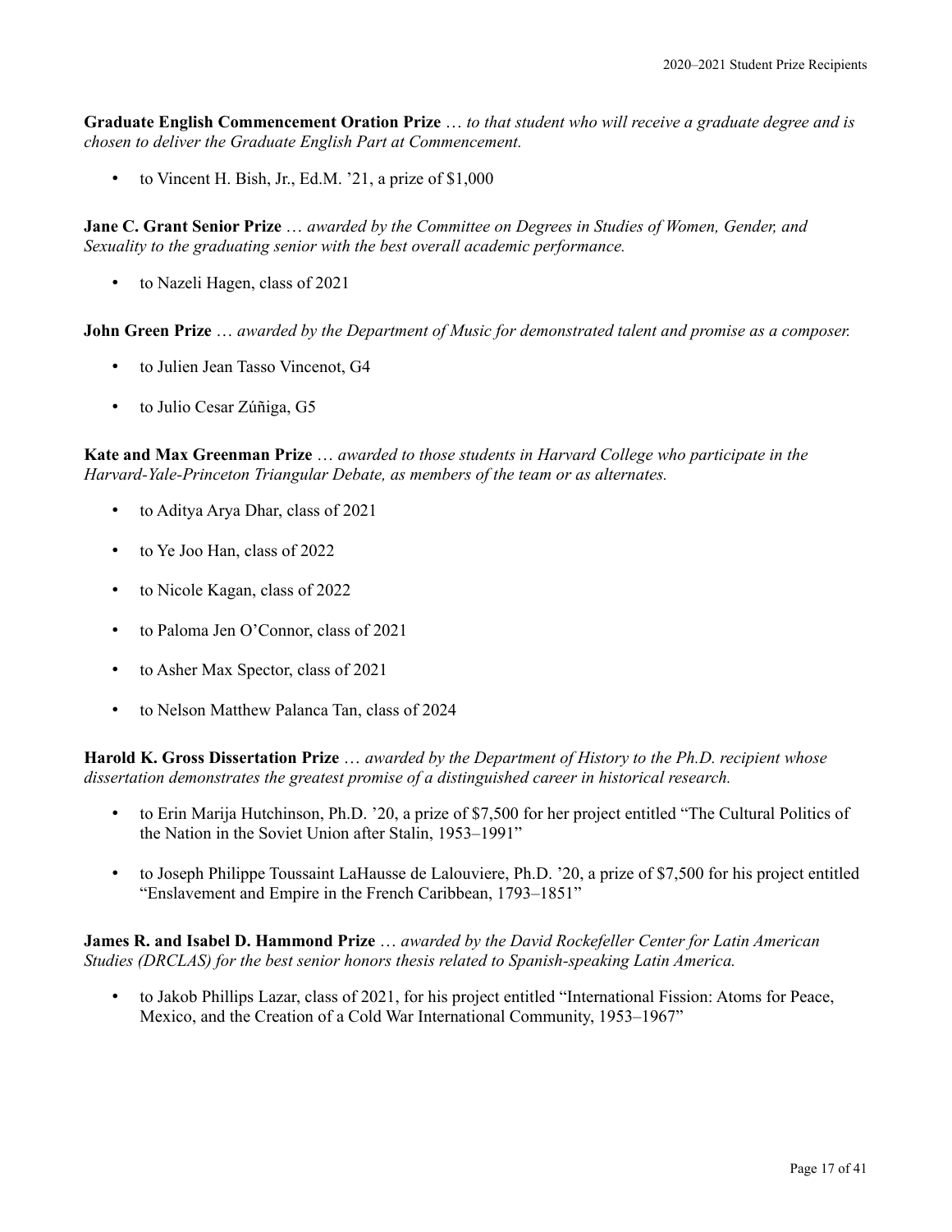**Graduate English Commencement Oration Prize** … *to that student who will receive a graduate degree and is chosen to deliver the Graduate English Part at Commencement.*

- to Vincent H. Bish, Jr., Ed.M. '21, a prize of $1,000

**Jane C. Grant Senior Prize** … *awarded by the Committee on Degrees in Studies of Women, Gender, and Sexuality to the graduating senior with the best overall academic performance.*

- to Nazeli Hagen, class of 2021

**John Green Prize** … *awarded by the Department of Music for demonstrated talent and promise as a composer.*

- to Julien Jean Tasso Vincenot, G4
- to Julio Cesar Zúñiga, G5

**Kate and Max Greenman Prize** … *awarded to those students in Harvard College who participate in the Harvard-Yale-Princeton Triangular Debate, as members of the team or as alternates.*

- to Aditya Arya Dhar, class of 2021
- to Ye Joo Han, class of 2022
- to Nicole Kagan, class of 2022
- to Paloma Jen O'Connor, class of 2021
- to Asher Max Spector, class of 2021
- to Nelson Matthew Palanca Tan, class of 2024

**Harold K. Gross Dissertation Prize** … *awarded by the Department of History to the Ph.D. recipient whose dissertation demonstrates the greatest promise of a distinguished career in historical research.*

- to Erin Marija Hutchinson, Ph.D. '20, a prize of $7,500 for her project entitled "The Cultural Politics of the Nation in the Soviet Union after Stalin, 1953–1991"
- to Joseph Philippe Toussaint LaHausse de Lalouviere, Ph.D. '20, a prize of $7,500 for his project entitled "Enslavement and Empire in the French Caribbean, 1793–1851"

**James R. and Isabel D. Hammond Prize** … *awarded by the David Rockefeller Center for Latin American Studies (DRCLAS) for the best senior honors thesis related to Spanish-speaking Latin America.*

- to Jakob Phillips Lazar, class of 2021, for his project entitled "International Fission: Atoms for Peace, Mexico, and the Creation of a Cold War International Community, 1953–1967"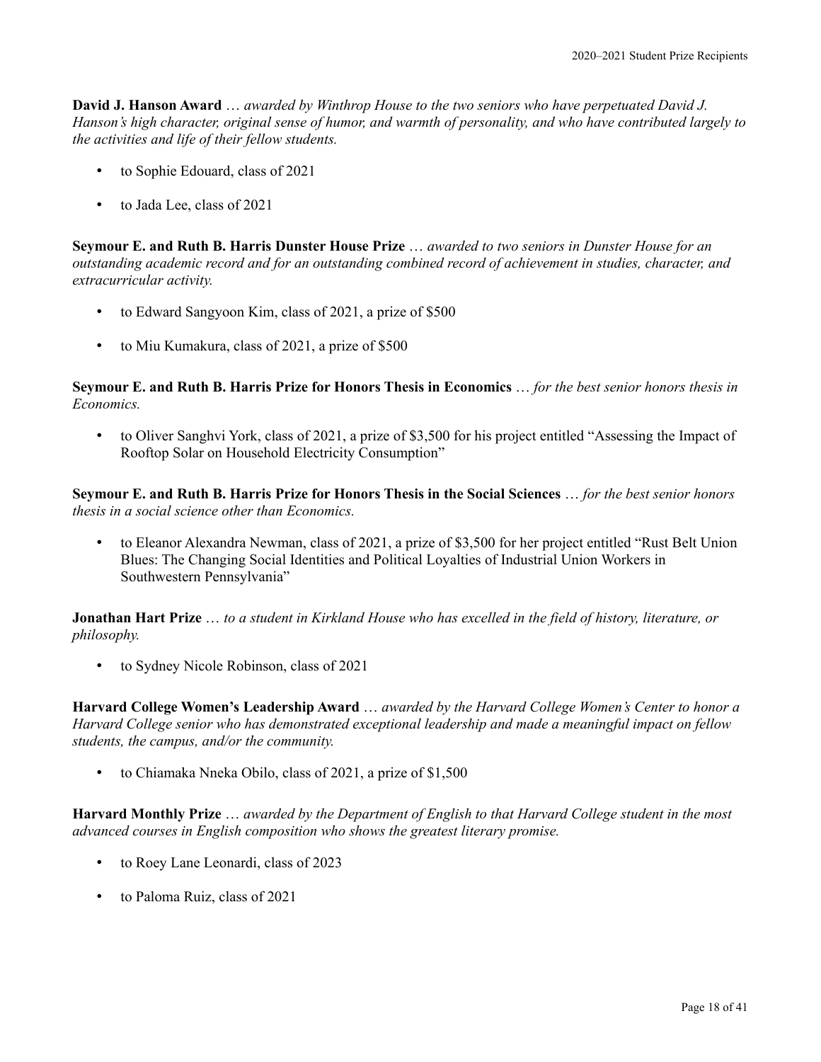**David J. Hanson Award** … *awarded by Winthrop House to the two seniors who have perpetuated David J. Hanson's high character, original sense of humor, and warmth of personality, and who have contributed largely to the activities and life of their fellow students.*

- to Sophie Edouard, class of 2021
- to Jada Lee, class of 2021

**Seymour E. and Ruth B. Harris Dunster House Prize** … *awarded to two seniors in Dunster House for an outstanding academic record and for an outstanding combined record of achievement in studies, character, and extracurricular activity.*

- to Edward Sangyoon Kim, class of 2021, a prize of $500
- to Miu Kumakura, class of 2021, a prize of $500

**Seymour E. and Ruth B. Harris Prize for Honors Thesis in Economics** … *for the best senior honors thesis in Economics.*

- to Oliver Sanghvi York, class of 2021, a prize of $3,500 for his project entitled "Assessing the Impact of Rooftop Solar on Household Electricity Consumption"

**Seymour E. and Ruth B. Harris Prize for Honors Thesis in the Social Sciences** … *for the best senior honors thesis in a social science other than Economics.*

- to Eleanor Alexandra Newman, class of 2021, a prize of $3,500 for her project entitled "Rust Belt Union Blues: The Changing Social Identities and Political Loyalties of Industrial Union Workers in Southwestern Pennsylvania"

**Jonathan Hart Prize** … *to a student in Kirkland House who has excelled in the field of history, literature, or philosophy.*

- to Sydney Nicole Robinson, class of 2021

**Harvard College Women's Leadership Award** … *awarded by the Harvard College Women's Center to honor a Harvard College senior who has demonstrated exceptional leadership and made a meaningful impact on fellow students, the campus, and/or the community.*

- to Chiamaka Nneka Obilo, class of 2021, a prize of $1,500

**Harvard Monthly Prize** … *awarded by the Department of English to that Harvard College student in the most advanced courses in English composition who shows the greatest literary promise.*

- to Roey Lane Leonardi, class of 2023
- to Paloma Ruiz, class of 2021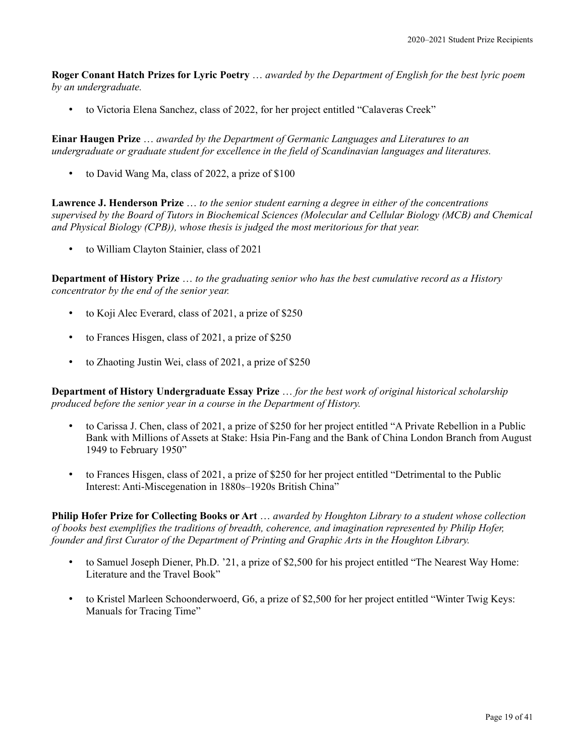**Roger Conant Hatch Prizes for Lyric Poetry** … *awarded by the Department of English for the best lyric poem by an undergraduate.*

- to Victoria Elena Sanchez, class of 2022, for her project entitled "Calaveras Creek"

**Einar Haugen Prize** … *awarded by the Department of Germanic Languages and Literatures to an undergraduate or graduate student for excellence in the field of Scandinavian languages and literatures.*

- to David Wang Ma, class of 2022, a prize of $100

**Lawrence J. Henderson Prize** … *to the senior student earning a degree in either of the concentrations supervised by the Board of Tutors in Biochemical Sciences (Molecular and Cellular Biology (MCB) and Chemical and Physical Biology (CPB)), whose thesis is judged the most meritorious for that year.*

- to William Clayton Stainier, class of 2021

**Department of History Prize** … *to the graduating senior who has the best cumulative record as a History concentrator by the end of the senior year.*

- to Koji Alec Everard, class of 2021, a prize of $250
- to Frances Hisgen, class of 2021, a prize of $250
- to Zhaoting Justin Wei, class of 2021, a prize of $250

**Department of History Undergraduate Essay Prize** … *for the best work of original historical scholarship produced before the senior year in a course in the Department of History.*

- to Carissa J. Chen, class of 2021, a prize of $250 for her project entitled "A Private Rebellion in a Public Bank with Millions of Assets at Stake: Hsia Pin-Fang and the Bank of China London Branch from August 1949 to February 1950"
- to Frances Hisgen, class of 2021, a prize of $250 for her project entitled "Detrimental to the Public Interest: Anti-Miscegenation in 1880s–1920s British China"

**Philip Hofer Prize for Collecting Books or Art** … *awarded by Houghton Library to a student whose collection of books best exemplifies the traditions of breadth, coherence, and imagination represented by Philip Hofer, founder and first Curator of the Department of Printing and Graphic Arts in the Houghton Library.*

- to Samuel Joseph Diener, Ph.D. '21, a prize of $2,500 for his project entitled "The Nearest Way Home: Literature and the Travel Book"
- to Kristel Marleen Schoonderwoerd, G6, a prize of $2,500 for her project entitled "Winter Twig Keys: Manuals for Tracing Time"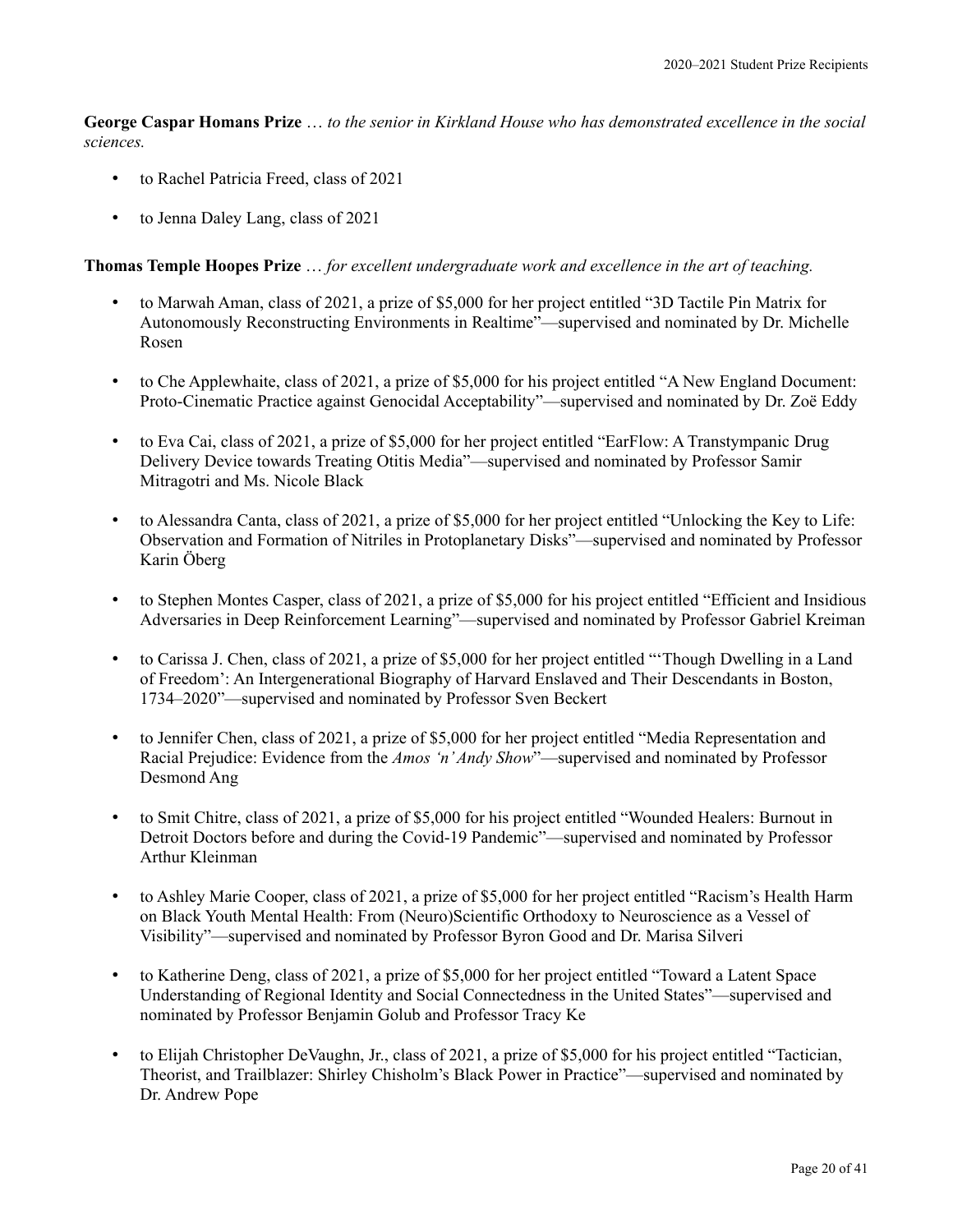**George Caspar Homans Prize** … *to the senior in Kirkland House who has demonstrated excellence in the social sciences.*

- to Rachel Patricia Freed, class of 2021
- to Jenna Daley Lang, class of 2021

**Thomas Temple Hoopes Prize** … *for excellent undergraduate work and excellence in the art of teaching.*

- to Marwah Aman, class of 2021, a prize of $5,000 for her project entitled "3D Tactile Pin Matrix for Autonomously Reconstructing Environments in Realtime"—supervised and nominated by Dr. Michelle Rosen
- to Che Applewhaite, class of 2021, a prize of $5,000 for his project entitled "A New England Document: Proto-Cinematic Practice against Genocidal Acceptability"—supervised and nominated by Dr. Zoë Eddy
- to Eva Cai, class of 2021, a prize of $5,000 for her project entitled "EarFlow: A Transtympanic Drug Delivery Device towards Treating Otitis Media"—supervised and nominated by Professor Samir Mitragotri and Ms. Nicole Black
- to Alessandra Canta, class of 2021, a prize of $5,000 for her project entitled "Unlocking the Key to Life: Observation and Formation of Nitriles in Protoplanetary Disks"—supervised and nominated by Professor Karin Öberg
- to Stephen Montes Casper, class of 2021, a prize of $5,000 for his project entitled "Efficient and Insidious Adversaries in Deep Reinforcement Learning"—supervised and nominated by Professor Gabriel Kreiman
- to Carissa J. Chen, class of 2021, a prize of $5,000 for her project entitled "'Though Dwelling in a Land of Freedom': An Intergenerational Biography of Harvard Enslaved and Their Descendants in Boston, 1734–2020"—supervised and nominated by Professor Sven Beckert
- to Jennifer Chen, class of 2021, a prize of $5,000 for her project entitled "Media Representation and Racial Prejudice: Evidence from the *Amos 'n' Andy Show*"—supervised and nominated by Professor Desmond Ang
- to Smit Chitre, class of 2021, a prize of $5,000 for his project entitled "Wounded Healers: Burnout in Detroit Doctors before and during the Covid-19 Pandemic"—supervised and nominated by Professor Arthur Kleinman
- to Ashley Marie Cooper, class of 2021, a prize of $5,000 for her project entitled "Racism's Health Harm on Black Youth Mental Health: From (Neuro)Scientific Orthodoxy to Neuroscience as a Vessel of Visibility"—supervised and nominated by Professor Byron Good and Dr. Marisa Silveri
- to Katherine Deng, class of 2021, a prize of $5,000 for her project entitled "Toward a Latent Space Understanding of Regional Identity and Social Connectedness in the United States"—supervised and nominated by Professor Benjamin Golub and Professor Tracy Ke
- to Elijah Christopher DeVaughn, Jr., class of 2021, a prize of $5,000 for his project entitled "Tactician, Theorist, and Trailblazer: Shirley Chisholm's Black Power in Practice"—supervised and nominated by Dr. Andrew Pope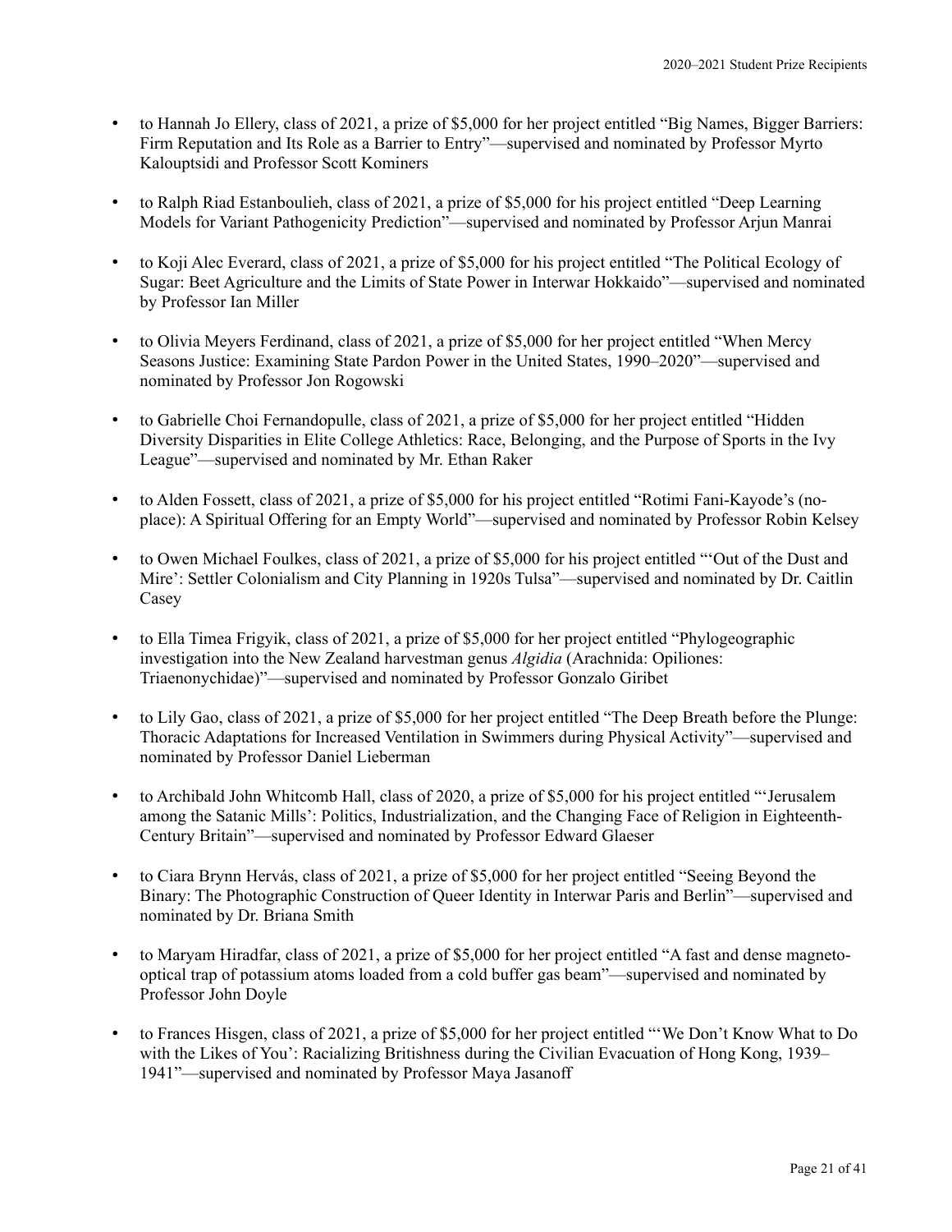- to Hannah Jo Ellery, class of 2021, a prize of $5,000 for her project entitled "Big Names, Bigger Barriers: Firm Reputation and Its Role as a Barrier to Entry"—supervised and nominated by Professor Myrto Kalouptsidi and Professor Scott Kominers

- to Ralph Riad Estanboulieh, class of 2021, a prize of $5,000 for his project entitled "Deep Learning Models for Variant Pathogenicity Prediction"—supervised and nominated by Professor Arjun Manrai

- to Koji Alec Everard, class of 2021, a prize of $5,000 for his project entitled "The Political Ecology of Sugar: Beet Agriculture and the Limits of State Power in Interwar Hokkaido"—supervised and nominated by Professor Ian Miller

- to Olivia Meyers Ferdinand, class of 2021, a prize of $5,000 for her project entitled "When Mercy Seasons Justice: Examining State Pardon Power in the United States, 1990–2020"—supervised and nominated by Professor Jon Rogowski

- to Gabrielle Choi Fernandopulle, class of 2021, a prize of $5,000 for her project entitled "Hidden Diversity Disparities in Elite College Athletics: Race, Belonging, and the Purpose of Sports in the Ivy League"—supervised and nominated by Mr. Ethan Raker

- to Alden Fossett, class of 2021, a prize of $5,000 for his project entitled "Rotimi Fani-Kayode's (no-place): A Spiritual Offering for an Empty World"—supervised and nominated by Professor Robin Kelsey

- to Owen Michael Foulkes, class of 2021, a prize of $5,000 for his project entitled "'Out of the Dust and Mire': Settler Colonialism and City Planning in 1920s Tulsa"—supervised and nominated by Dr. Caitlin Casey

- to Ella Timea Frigyik, class of 2021, a prize of $5,000 for her project entitled "Phylogeographic investigation into the New Zealand harvestman genus *Algidia* (Arachnida: Opiliones: Triaenonychidae)"—supervised and nominated by Professor Gonzalo Giribet

- to Lily Gao, class of 2021, a prize of $5,000 for her project entitled "The Deep Breath before the Plunge: Thoracic Adaptations for Increased Ventilation in Swimmers during Physical Activity"—supervised and nominated by Professor Daniel Lieberman

- to Archibald John Whitcomb Hall, class of 2020, a prize of $5,000 for his project entitled "'Jerusalem among the Satanic Mills': Politics, Industrialization, and the Changing Face of Religion in Eighteenth-Century Britain"—supervised and nominated by Professor Edward Glaeser

- to Ciara Brynn Hervás, class of 2021, a prize of $5,000 for her project entitled "Seeing Beyond the Binary: The Photographic Construction of Queer Identity in Interwar Paris and Berlin"—supervised and nominated by Dr. Briana Smith

- to Maryam Hiradfar, class of 2021, a prize of $5,000 for her project entitled "A fast and dense magneto-optical trap of potassium atoms loaded from a cold buffer gas beam"—supervised and nominated by Professor John Doyle

- to Frances Hisgen, class of 2021, a prize of $5,000 for her project entitled "'We Don't Know What to Do with the Likes of You': Racializing Britishness during the Civilian Evacuation of Hong Kong, 1939–1941"—supervised and nominated by Professor Maya Jasanoff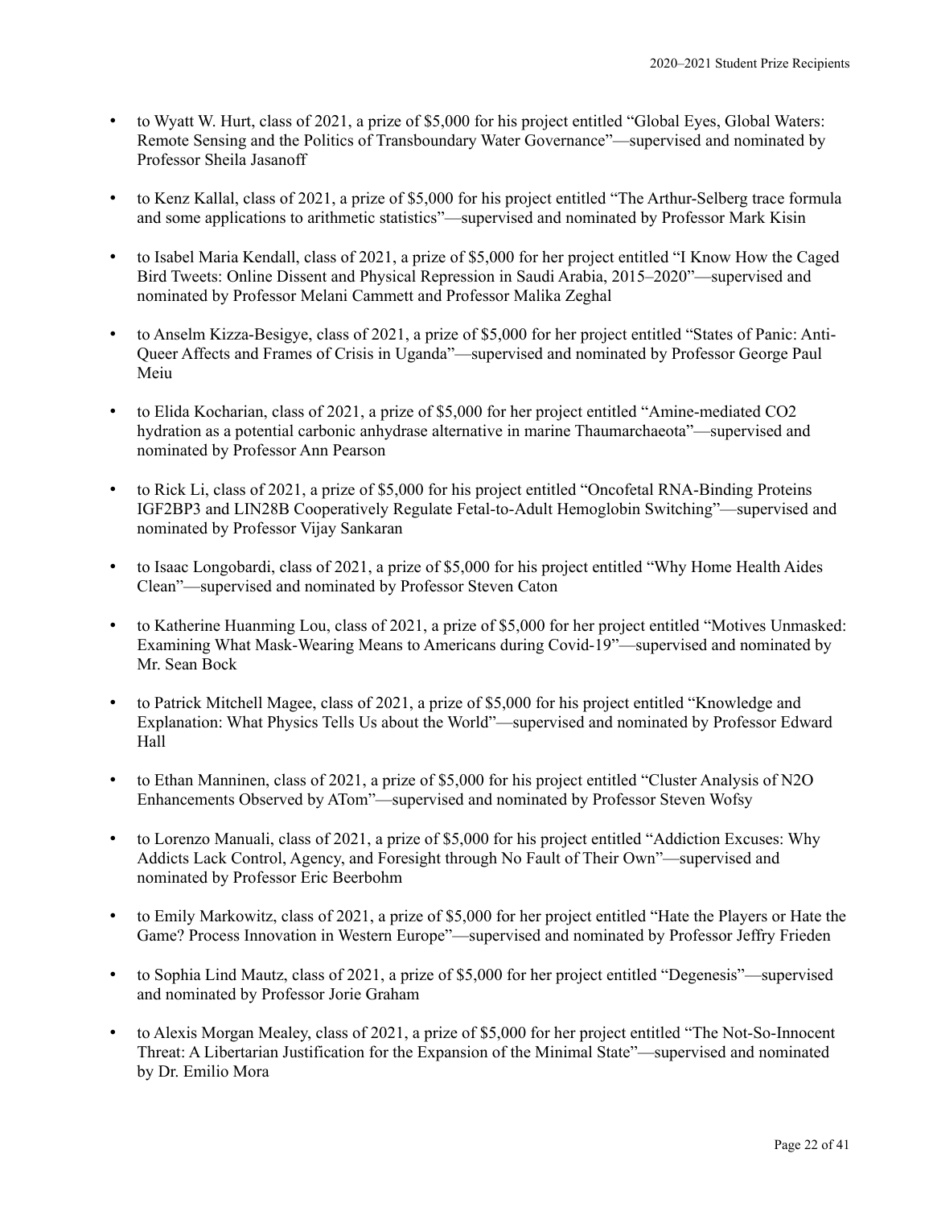- to Wyatt W. Hurt, class of 2021, a prize of $5,000 for his project entitled "Global Eyes, Global Waters: Remote Sensing and the Politics of Transboundary Water Governance"—supervised and nominated by Professor Sheila Jasanoff

- to Kenz Kallal, class of 2021, a prize of $5,000 for his project entitled "The Arthur-Selberg trace formula and some applications to arithmetic statistics"—supervised and nominated by Professor Mark Kisin

- to Isabel Maria Kendall, class of 2021, a prize of $5,000 for her project entitled "I Know How the Caged Bird Tweets: Online Dissent and Physical Repression in Saudi Arabia, 2015–2020"—supervised and nominated by Professor Melani Cammett and Professor Malika Zeghal

- to Anselm Kizza-Besigye, class of 2021, a prize of $5,000 for her project entitled "States of Panic: Anti-Queer Affects and Frames of Crisis in Uganda"—supervised and nominated by Professor George Paul Meiu

- to Elida Kocharian, class of 2021, a prize of $5,000 for her project entitled "Amine-mediated $CO_2$ hydration as a potential carbonic anhydrase alternative in marine Thaumarchaeota"—supervised and nominated by Professor Ann Pearson

- to Rick Li, class of 2021, a prize of $5,000 for his project entitled "Oncofetal RNA-Binding Proteins IGF2BP3 and LIN28B Cooperatively Regulate Fetal-to-Adult Hemoglobin Switching"—supervised and nominated by Professor Vijay Sankaran

- to Isaac Longobardi, class of 2021, a prize of $5,000 for his project entitled "Why Home Health Aides Clean"—supervised and nominated by Professor Steven Caton

- to Katherine Huanming Lou, class of 2021, a prize of $5,000 for her project entitled "Motives Unmasked: Examining What Mask-Wearing Means to Americans during Covid-19"—supervised and nominated by Mr. Sean Bock

- to Patrick Mitchell Magee, class of 2021, a prize of $5,000 for his project entitled "Knowledge and Explanation: What Physics Tells Us about the World"—supervised and nominated by Professor Edward Hall

- to Ethan Manninen, class of 2021, a prize of $5,000 for his project entitled "Cluster Analysis of $N_2O$ Enhancements Observed by ATom"—supervised and nominated by Professor Steven Wofsy

- to Lorenzo Manuali, class of 2021, a prize of $5,000 for his project entitled "Addiction Excuses: Why Addicts Lack Control, Agency, and Foresight through No Fault of Their Own"—supervised and nominated by Professor Eric Beerbohm

- to Emily Markowitz, class of 2021, a prize of $5,000 for her project entitled "Hate the Players or Hate the Game? Process Innovation in Western Europe"—supervised and nominated by Professor Jeffry Frieden

- to Sophia Lind Mautz, class of 2021, a prize of $5,000 for her project entitled "Degenesis"—supervised and nominated by Professor Jorie Graham

- to Alexis Morgan Mealey, class of 2021, a prize of $5,000 for her project entitled "The Not-So-Innocent Threat: A Libertarian Justification for the Expansion of the Minimal State"—supervised and nominated by Dr. Emilio Mora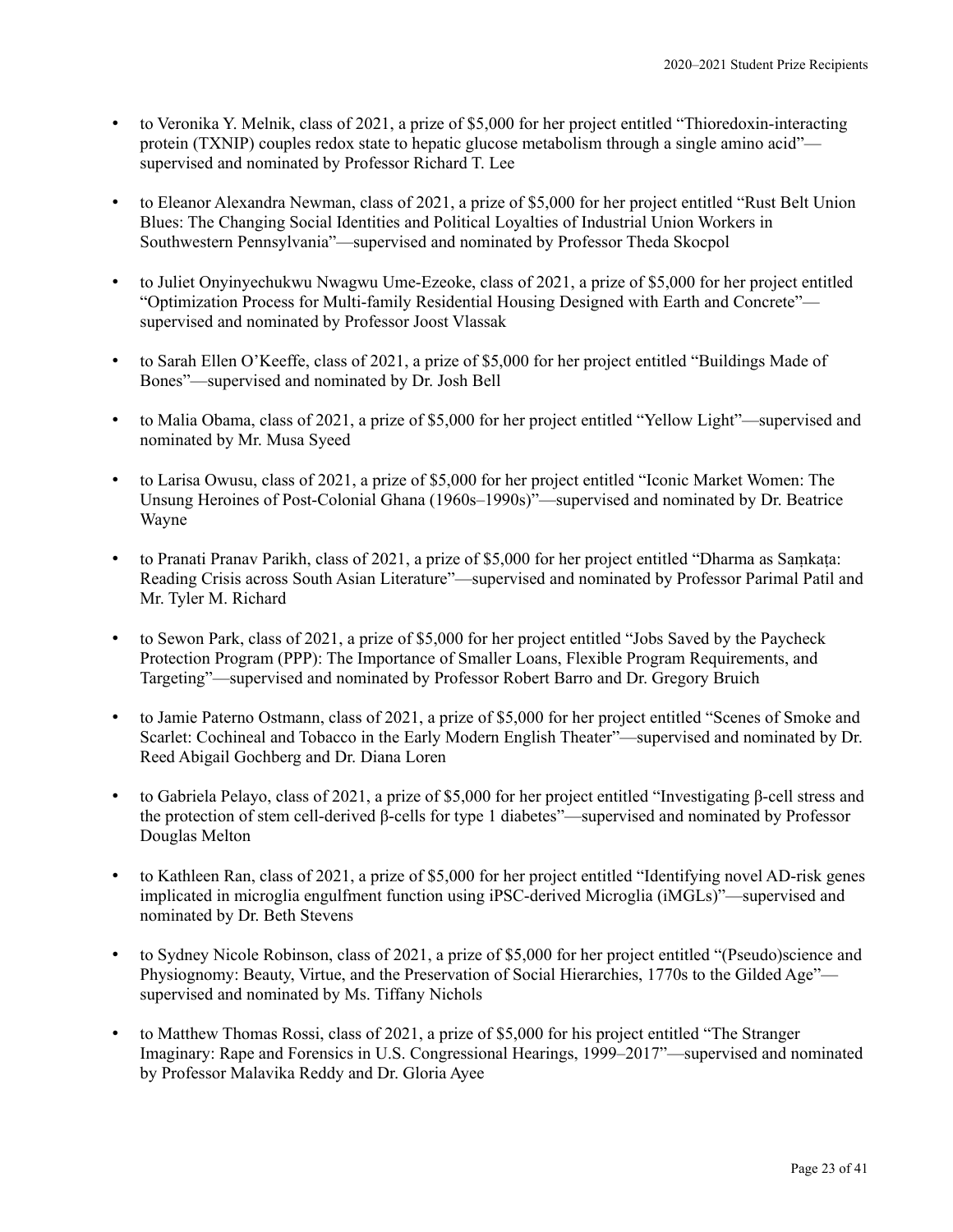- to Veronika Y. Melnik, class of 2021, a prize of $5,000 for her project entitled “Thioredoxin-interacting protein (TXNIP) couples redox state to hepatic glucose metabolism through a single amino acid”—supervised and nominated by Professor Richard T. Lee

- to Eleanor Alexandra Newman, class of 2021, a prize of $5,000 for her project entitled “Rust Belt Union Blues: The Changing Social Identities and Political Loyalties of Industrial Union Workers in Southwestern Pennsylvania”—supervised and nominated by Professor Theda Skocpol

- to Juliet Onyinyechukwu Nwagwu Ume-Ezeoke, class of 2021, a prize of $5,000 for her project entitled “Optimization Process for Multi-family Residential Housing Designed with Earth and Concrete”—supervised and nominated by Professor Joost Vlassak

- to Sarah Ellen O’Keeffe, class of 2021, a prize of $5,000 for her project entitled “Buildings Made of Bones”—supervised and nominated by Dr. Josh Bell

- to Malia Obama, class of 2021, a prize of $5,000 for her project entitled “Yellow Light”—supervised and nominated by Mr. Musa Syeed

- to Larisa Owusu, class of 2021, a prize of $5,000 for her project entitled “Iconic Market Women: The Unsung Heroines of Post-Colonial Ghana (1960s–1990s)”—supervised and nominated by Dr. Beatrice Wayne

- to Pranati Pranav Parikh, class of 2021, a prize of $5,000 for her project entitled “Dharma as Saṃkaṭa: Reading Crisis across South Asian Literature”—supervised and nominated by Professor Parimal Patil and Mr. Tyler M. Richard

- to Sewon Park, class of 2021, a prize of $5,000 for her project entitled “Jobs Saved by the Paycheck Protection Program (PPP): The Importance of Smaller Loans, Flexible Program Requirements, and Targeting”—supervised and nominated by Professor Robert Barro and Dr. Gregory Bruich

- to Jamie Paterno Ostmann, class of 2021, a prize of $5,000 for her project entitled “Scenes of Smoke and Scarlet: Cochineal and Tobacco in the Early Modern English Theater”—supervised and nominated by Dr. Reed Abigail Gochberg and Dr. Diana Loren

- to Gabriela Pelayo, class of 2021, a prize of $5,000 for her project entitled “Investigating β-cell stress and the protection of stem cell-derived β-cells for type 1 diabetes”—supervised and nominated by Professor Douglas Melton

- to Kathleen Ran, class of 2021, a prize of $5,000 for her project entitled “Identifying novel AD-risk genes implicated in microglia engulfment function using iPSC-derived Microglia (iMGLs)”—supervised and nominated by Dr. Beth Stevens

- to Sydney Nicole Robinson, class of 2021, a prize of $5,000 for her project entitled “(Pseudo)science and Physiognomy: Beauty, Virtue, and the Preservation of Social Hierarchies, 1770s to the Gilded Age”—supervised and nominated by Ms. Tiffany Nichols

- to Matthew Thomas Rossi, class of 2021, a prize of $5,000 for his project entitled “The Stranger Imaginary: Rape and Forensics in U.S. Congressional Hearings, 1999–2017”—supervised and nominated by Professor Malavika Reddy and Dr. Gloria Ayee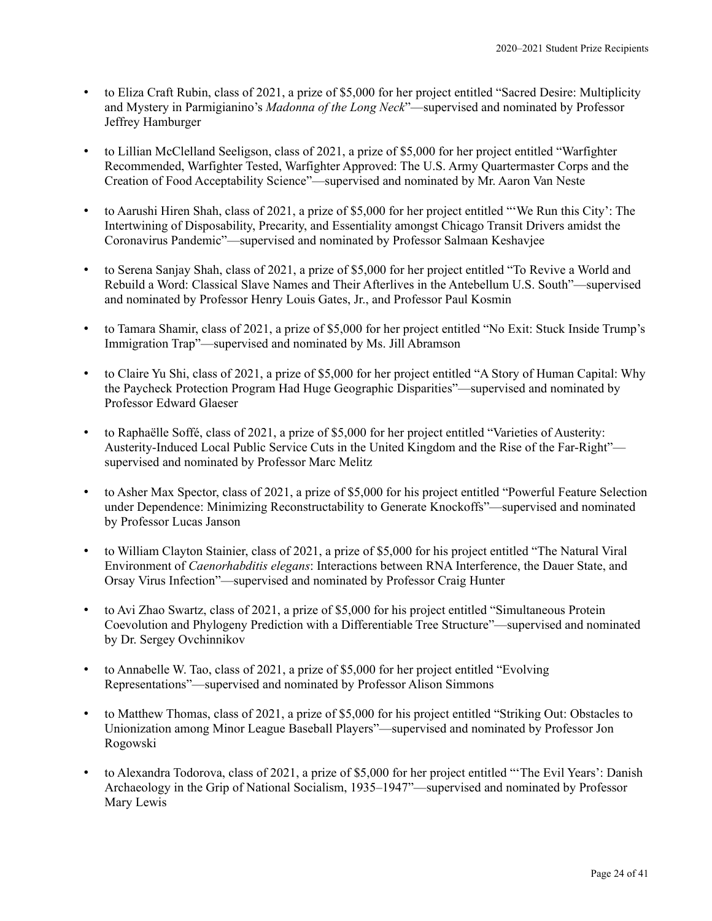- to Eliza Craft Rubin, class of 2021, a prize of $5,000 for her project entitled "Sacred Desire: Multiplicity and Mystery in Parmigianino's *Madonna of the Long Neck*"—supervised and nominated by Professor Jeffrey Hamburger

- to Lillian McClelland Seeligson, class of 2021, a prize of $5,000 for her project entitled "Warfighter Recommended, Warfighter Tested, Warfighter Approved: The U.S. Army Quartermaster Corps and the Creation of Food Acceptability Science"—supervised and nominated by Mr. Aaron Van Neste

- to Aarushi Hiren Shah, class of 2021, a prize of $5,000 for her project entitled "'We Run this City': The Intertwining of Disposability, Precarity, and Essentiality amongst Chicago Transit Drivers amidst the Coronavirus Pandemic"—supervised and nominated by Professor Salmaan Keshavjee

- to Serena Sanjay Shah, class of 2021, a prize of $5,000 for her project entitled "To Revive a World and Rebuild a Word: Classical Slave Names and Their Afterlives in the Antebellum U.S. South"—supervised and nominated by Professor Henry Louis Gates, Jr., and Professor Paul Kosmin

- to Tamara Shamir, class of 2021, a prize of $5,000 for her project entitled "No Exit: Stuck Inside Trump's Immigration Trap"—supervised and nominated by Ms. Jill Abramson

- to Claire Yu Shi, class of 2021, a prize of $5,000 for her project entitled "A Story of Human Capital: Why the Paycheck Protection Program Had Huge Geographic Disparities"—supervised and nominated by Professor Edward Glaeser

- to Raphaëlle Soffé, class of 2021, a prize of $5,000 for her project entitled "Varieties of Austerity: Austerity-Induced Local Public Service Cuts in the United Kingdom and the Rise of the Far-Right"—supervised and nominated by Professor Marc Melitz

- to Asher Max Spector, class of 2021, a prize of $5,000 for his project entitled "Powerful Feature Selection under Dependence: Minimizing Reconstructability to Generate Knockoffs"—supervised and nominated by Professor Lucas Janson

- to William Clayton Stainier, class of 2021, a prize of $5,000 for his project entitled "The Natural Viral Environment of *Caenorhabditis elegans*: Interactions between RNA Interference, the Dauer State, and Orsay Virus Infection"—supervised and nominated by Professor Craig Hunter

- to Avi Zhao Swartz, class of 2021, a prize of $5,000 for his project entitled "Simultaneous Protein Coevolution and Phylogeny Prediction with a Differentiable Tree Structure"—supervised and nominated by Dr. Sergey Ovchinnikov

- to Annabelle W. Tao, class of 2021, a prize of $5,000 for her project entitled "Evolving Representations"—supervised and nominated by Professor Alison Simmons

- to Matthew Thomas, class of 2021, a prize of $5,000 for his project entitled "Striking Out: Obstacles to Unionization among Minor League Baseball Players"—supervised and nominated by Professor Jon Rogowski

- to Alexandra Todorova, class of 2021, a prize of $5,000 for her project entitled "'The Evil Years': Danish Archaeology in the Grip of National Socialism, 1935–1947"—supervised and nominated by Professor Mary Lewis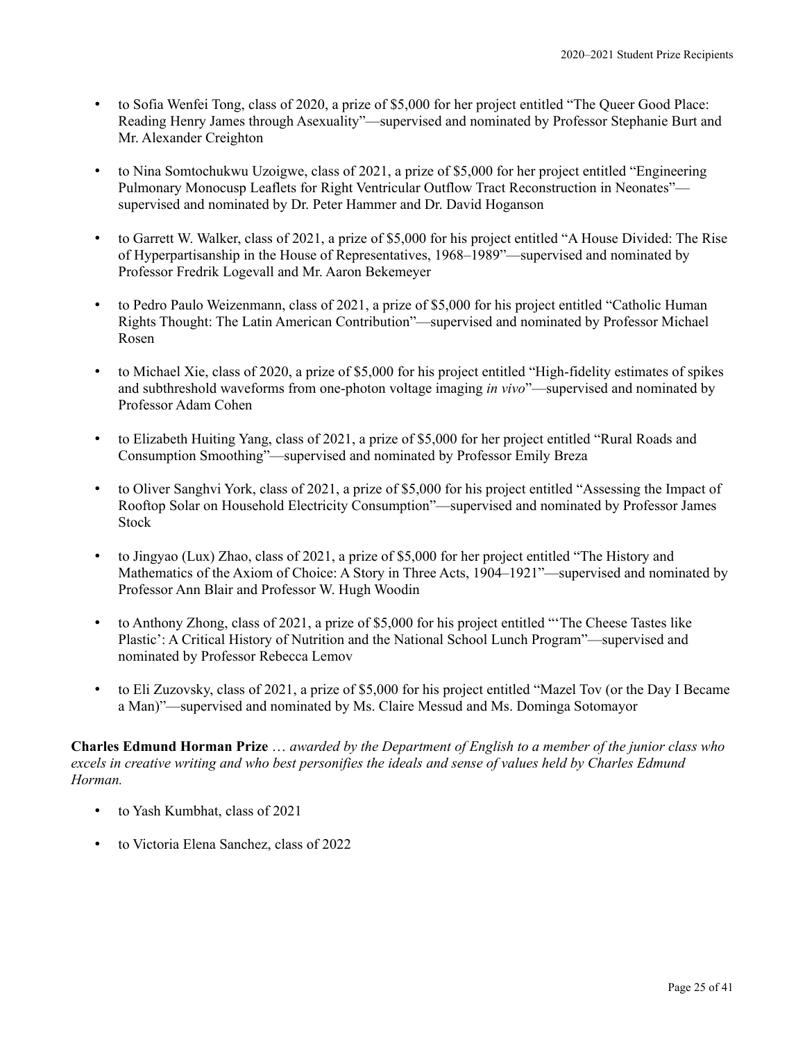- to Sofia Wenfei Tong, class of 2020, a prize of $5,000 for her project entitled "The Queer Good Place: Reading Henry James through Asexuality"—supervised and nominated by Professor Stephanie Burt and Mr. Alexander Creighton

- to Nina Somtochukwu Uzoigwe, class of 2021, a prize of $5,000 for her project entitled "Engineering Pulmonary Monocusp Leaflets for Right Ventricular Outflow Tract Reconstruction in Neonates"—supervised and nominated by Dr. Peter Hammer and Dr. David Hoganson

- to Garrett W. Walker, class of 2021, a prize of $5,000 for his project entitled "A House Divided: The Rise of Hyperpartisanship in the House of Representatives, 1968–1989"—supervised and nominated by Professor Fredrik Logevall and Mr. Aaron Bekemeyer

- to Pedro Paulo Weizenmann, class of 2021, a prize of $5,000 for his project entitled "Catholic Human Rights Thought: The Latin American Contribution"—supervised and nominated by Professor Michael Rosen

- to Michael Xie, class of 2020, a prize of $5,000 for his project entitled "High-fidelity estimates of spikes and subthreshold waveforms from one-photon voltage imaging *in vivo*"—supervised and nominated by Professor Adam Cohen

- to Elizabeth Huiting Yang, class of 2021, a prize of $5,000 for her project entitled "Rural Roads and Consumption Smoothing"—supervised and nominated by Professor Emily Breza

- to Oliver Sanghvi York, class of 2021, a prize of $5,000 for his project entitled "Assessing the Impact of Rooftop Solar on Household Electricity Consumption"—supervised and nominated by Professor James Stock

- to Jingyao (Lux) Zhao, class of 2021, a prize of $5,000 for her project entitled "The History and Mathematics of the Axiom of Choice: A Story in Three Acts, 1904–1921"—supervised and nominated by Professor Ann Blair and Professor W. Hugh Woodin

- to Anthony Zhong, class of 2021, a prize of $5,000 for his project entitled "'The Cheese Tastes like Plastic': A Critical History of Nutrition and the National School Lunch Program"—supervised and nominated by Professor Rebecca Lemov

- to Eli Zuzovsky, class of 2021, a prize of $5,000 for his project entitled "Mazel Tov (or the Day I Became a Man)"—supervised and nominated by Ms. Claire Messud and Ms. Dominga Sotomayor

**Charles Edmund Horman Prize** … *awarded by the Department of English to a member of the junior class who excels in creative writing and who best personifies the ideals and sense of values held by Charles Edmund Horman.*

- to Yash Kumbhat, class of 2021
- to Victoria Elena Sanchez, class of 2022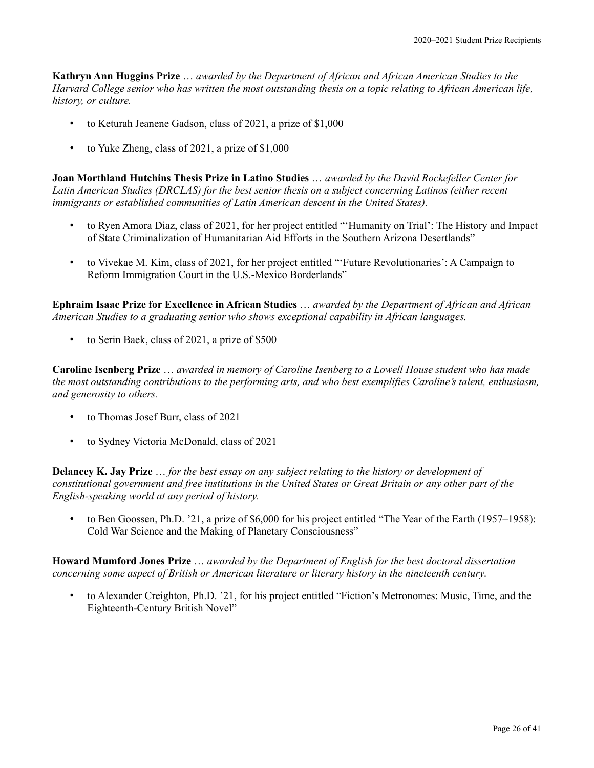**Kathryn Ann Huggins Prize** … *awarded by the Department of African and African American Studies to the Harvard College senior who has written the most outstanding thesis on a topic relating to African American life, history, or culture.*

- to Keturah Jeanene Gadson, class of 2021, a prize of $1,000
- to Yuke Zheng, class of 2021, a prize of $1,000

**Joan Morthland Hutchins Thesis Prize in Latino Studies** … *awarded by the David Rockefeller Center for Latin American Studies (DRCLAS) for the best senior thesis on a subject concerning Latinos (either recent immigrants or established communities of Latin American descent in the United States).*

- to Ryen Amora Diaz, class of 2021, for her project entitled "'Humanity on Trial': The History and Impact of State Criminalization of Humanitarian Aid Efforts in the Southern Arizona Desertlands"
- to Vivekae M. Kim, class of 2021, for her project entitled "'Future Revolutionaries': A Campaign to Reform Immigration Court in the U.S.-Mexico Borderlands"

**Ephraim Isaac Prize for Excellence in African Studies** … *awarded by the Department of African and African American Studies to a graduating senior who shows exceptional capability in African languages.*

- to Serin Baek, class of 2021, a prize of $500

**Caroline Isenberg Prize** … *awarded in memory of Caroline Isenberg to a Lowell House student who has made the most outstanding contributions to the performing arts, and who best exemplifies Caroline's talent, enthusiasm, and generosity to others.*

- to Thomas Josef Burr, class of 2021
- to Sydney Victoria McDonald, class of 2021

**Delancey K. Jay Prize** … *for the best essay on any subject relating to the history or development of constitutional government and free institutions in the United States or Great Britain or any other part of the English-speaking world at any period of history.*

- to Ben Goossen, Ph.D. '21, a prize of $6,000 for his project entitled "The Year of the Earth (1957–1958): Cold War Science and the Making of Planetary Consciousness"

**Howard Mumford Jones Prize** … *awarded by the Department of English for the best doctoral dissertation concerning some aspect of British or American literature or literary history in the nineteenth century.*

- to Alexander Creighton, Ph.D. '21, for his project entitled "Fiction's Metronomes: Music, Time, and the Eighteenth-Century British Novel"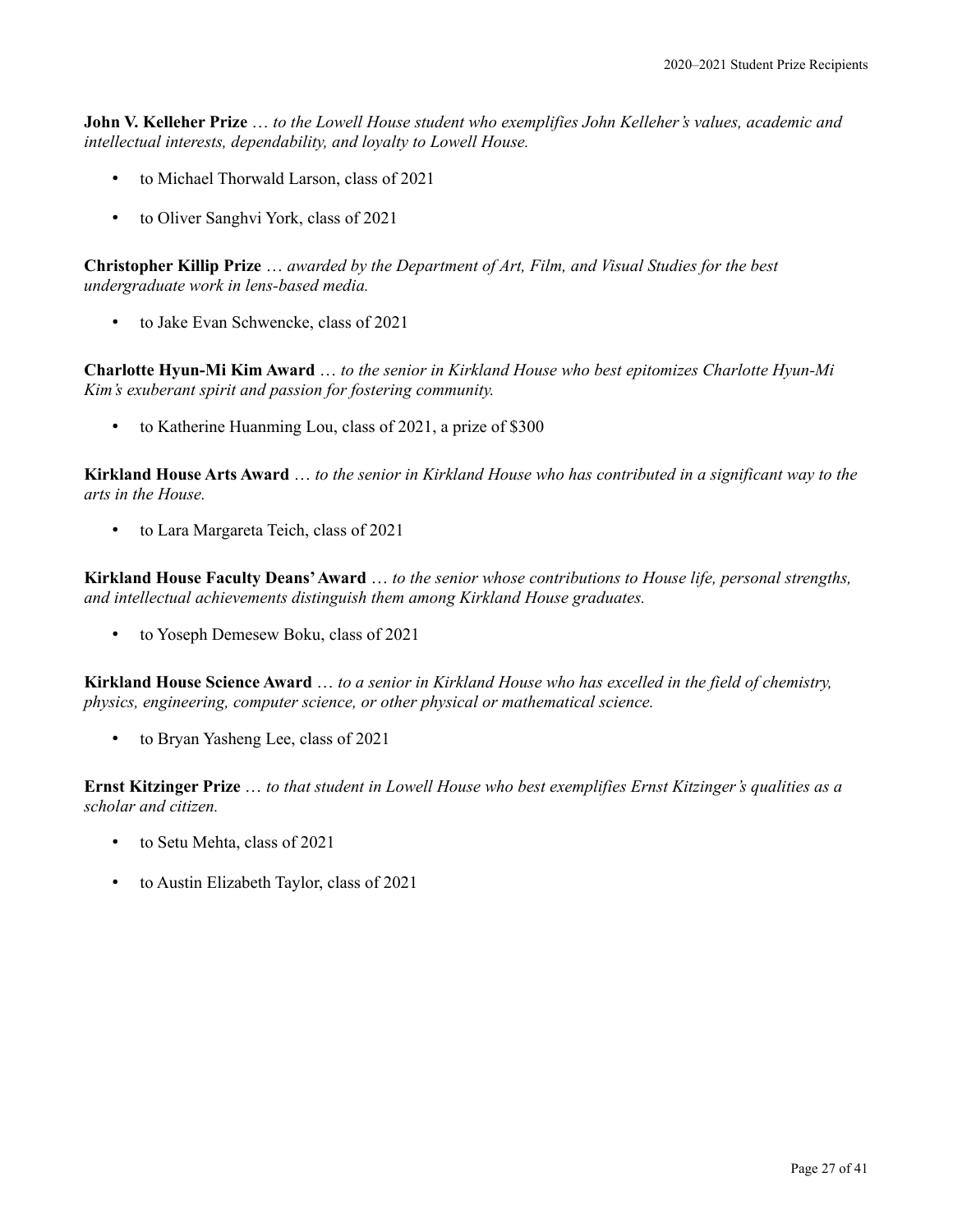**John V. Kelleher Prize** … *to the Lowell House student who exemplifies John Kelleher's values, academic and intellectual interests, dependability, and loyalty to Lowell House.*

- to Michael Thorwald Larson, class of 2021
- to Oliver Sanghvi York, class of 2021

**Christopher Killip Prize** … *awarded by the Department of Art, Film, and Visual Studies for the best undergraduate work in lens-based media.*

- to Jake Evan Schwencke, class of 2021

**Charlotte Hyun-Mi Kim Award** … *to the senior in Kirkland House who best epitomizes Charlotte Hyun-Mi Kim's exuberant spirit and passion for fostering community.*

- to Katherine Huanming Lou, class of 2021, a prize of $300

**Kirkland House Arts Award** … *to the senior in Kirkland House who has contributed in a significant way to the arts in the House.*

- to Lara Margareta Teich, class of 2021

**Kirkland House Faculty Deans' Award** … *to the senior whose contributions to House life, personal strengths, and intellectual achievements distinguish them among Kirkland House graduates.*

- to Yoseph Demesew Boku, class of 2021

**Kirkland House Science Award** … *to a senior in Kirkland House who has excelled in the field of chemistry, physics, engineering, computer science, or other physical or mathematical science.*

- to Bryan Yasheng Lee, class of 2021

**Ernst Kitzinger Prize** … *to that student in Lowell House who best exemplifies Ernst Kitzinger's qualities as a scholar and citizen.*

- to Setu Mehta, class of 2021
- to Austin Elizabeth Taylor, class of 2021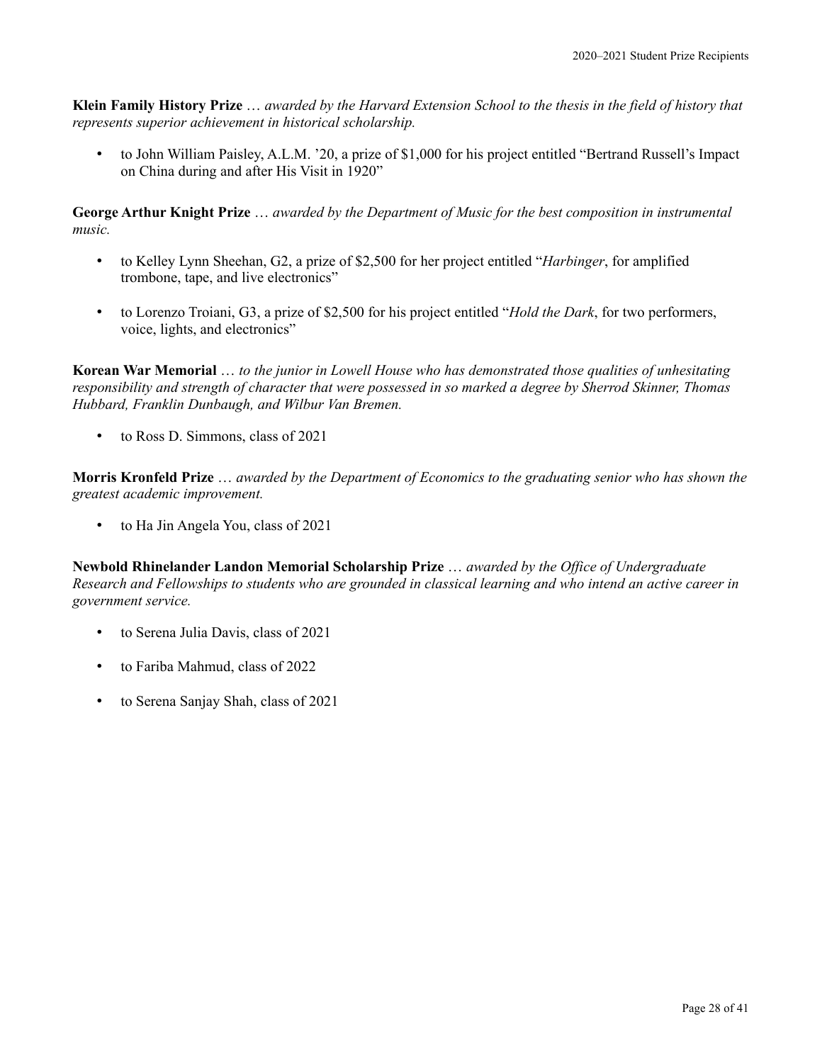**Klein Family History Prize** … *awarded by the Harvard Extension School to the thesis in the field of history that represents superior achievement in historical scholarship.*

- to John William Paisley, A.L.M. '20, a prize of $1,000 for his project entitled "Bertrand Russell's Impact on China during and after His Visit in 1920"

**George Arthur Knight Prize** … *awarded by the Department of Music for the best composition in instrumental music.*

- to Kelley Lynn Sheehan, G2, a prize of $2,500 for her project entitled "*Harbinger*, for amplified trombone, tape, and live electronics"
- to Lorenzo Troiani, G3, a prize of $2,500 for his project entitled "*Hold the Dark*, for two performers, voice, lights, and electronics"

**Korean War Memorial** … *to the junior in Lowell House who has demonstrated those qualities of unhesitating responsibility and strength of character that were possessed in so marked a degree by Sherrod Skinner, Thomas Hubbard, Franklin Dunbaugh, and Wilbur Van Bremen.*

- to Ross D. Simmons, class of 2021

**Morris Kronfeld Prize** … *awarded by the Department of Economics to the graduating senior who has shown the greatest academic improvement.*

- to Ha Jin Angela You, class of 2021

**Newbold Rhinelander Landon Memorial Scholarship Prize** … *awarded by the Office of Undergraduate Research and Fellowships to students who are grounded in classical learning and who intend an active career in government service.*

- to Serena Julia Davis, class of 2021
- to Fariba Mahmud, class of 2022
- to Serena Sanjay Shah, class of 2021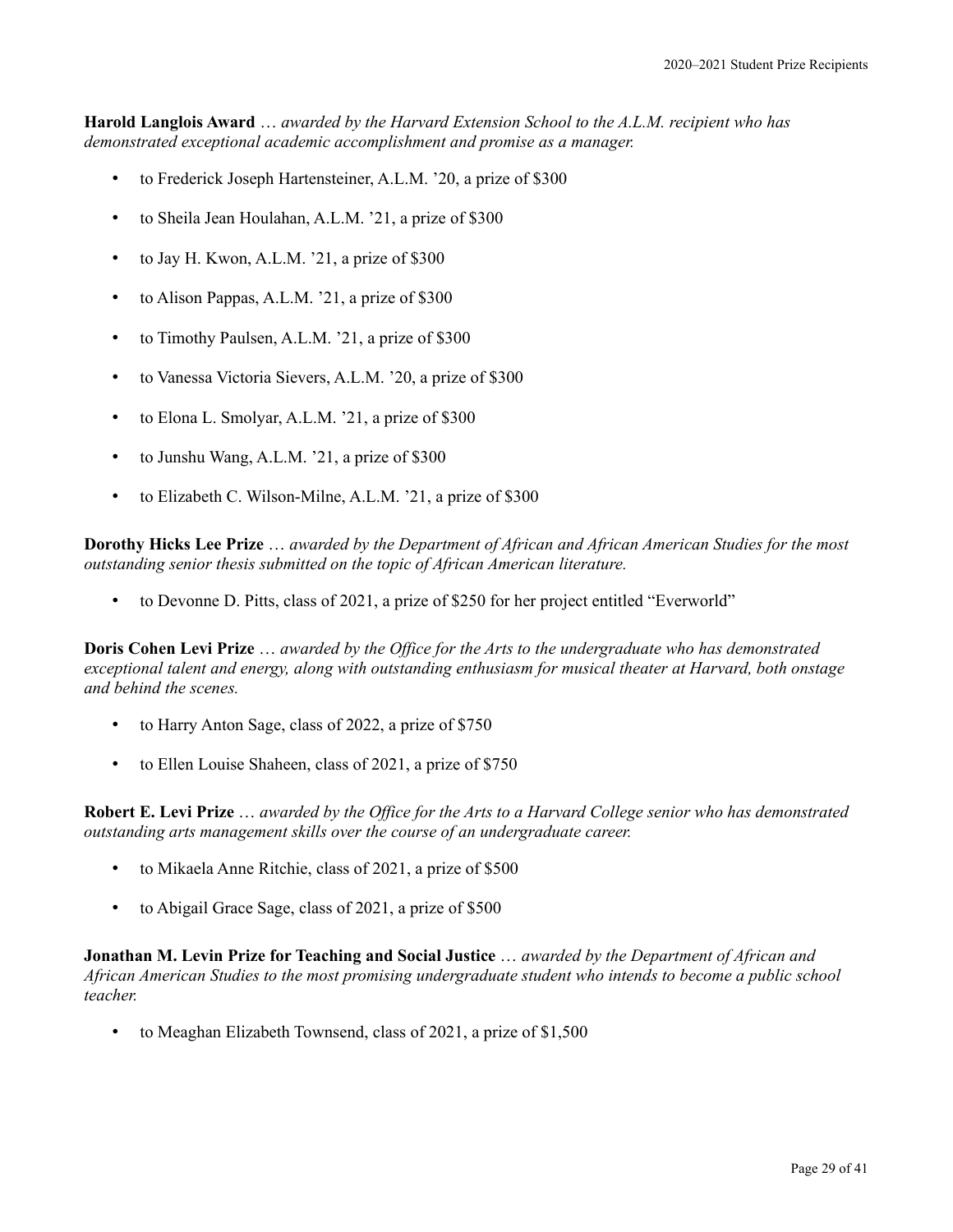**Harold Langlois Award** … *awarded by the Harvard Extension School to the A.L.M. recipient who has demonstrated exceptional academic accomplishment and promise as a manager.*

- to Frederick Joseph Hartensteiner, A.L.M. ’20, a prize of $300
- to Sheila Jean Houlahan, A.L.M. ’21, a prize of $300
- to Jay H. Kwon, A.L.M. ’21, a prize of $300
- to Alison Pappas, A.L.M. ’21, a prize of $300
- to Timothy Paulsen, A.L.M. ’21, a prize of $300
- to Vanessa Victoria Sievers, A.L.M. ’20, a prize of $300
- to Elona L. Smolyar, A.L.M. ’21, a prize of $300
- to Junshu Wang, A.L.M. ’21, a prize of $300
- to Elizabeth C. Wilson-Milne, A.L.M. ’21, a prize of $300

**Dorothy Hicks Lee Prize** … *awarded by the Department of African and African American Studies for the most outstanding senior thesis submitted on the topic of African American literature.*

- to Devonne D. Pitts, class of 2021, a prize of $250 for her project entitled “Everworld”

**Doris Cohen Levi Prize** … *awarded by the Office for the Arts to the undergraduate who has demonstrated exceptional talent and energy, along with outstanding enthusiasm for musical theater at Harvard, both onstage and behind the scenes.*

- to Harry Anton Sage, class of 2022, a prize of $750
- to Ellen Louise Shaheen, class of 2021, a prize of $750

**Robert E. Levi Prize** … *awarded by the Office for the Arts to a Harvard College senior who has demonstrated outstanding arts management skills over the course of an undergraduate career.*

- to Mikaela Anne Ritchie, class of 2021, a prize of $500
- to Abigail Grace Sage, class of 2021, a prize of $500

**Jonathan M. Levin Prize for Teaching and Social Justice** … *awarded by the Department of African and African American Studies to the most promising undergraduate student who intends to become a public school teacher.*

- to Meaghan Elizabeth Townsend, class of 2021, a prize of $1,500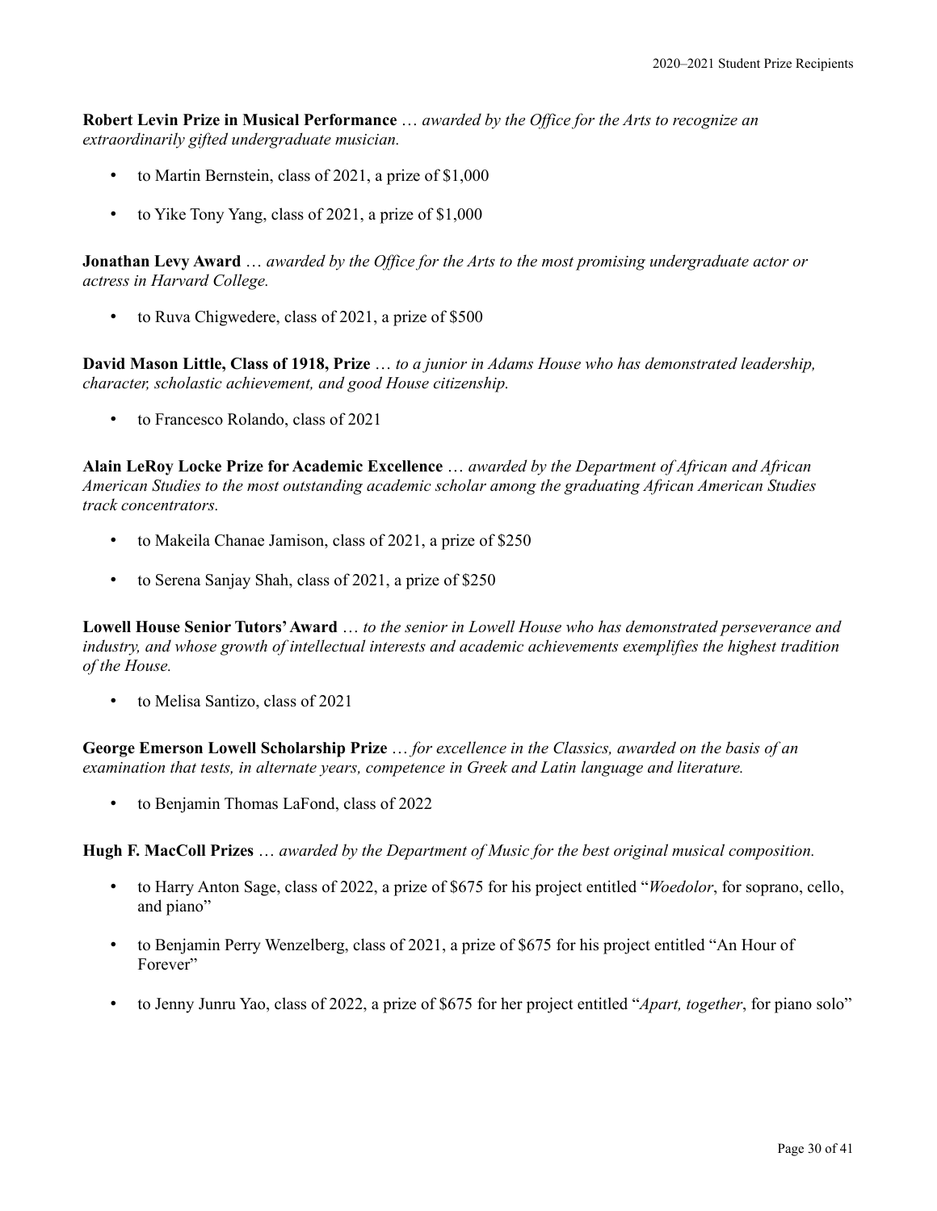**Robert Levin Prize in Musical Performance** … *awarded by the Office for the Arts to recognize an extraordinarily gifted undergraduate musician.*

- to Martin Bernstein, class of 2021, a prize of $1,000
- to Yike Tony Yang, class of 2021, a prize of $1,000

**Jonathan Levy Award** … *awarded by the Office for the Arts to the most promising undergraduate actor or actress in Harvard College.*

- to Ruva Chigwedere, class of 2021, a prize of $500

**David Mason Little, Class of 1918, Prize** … *to a junior in Adams House who has demonstrated leadership, character, scholastic achievement, and good House citizenship.*

- to Francesco Rolando, class of 2021

**Alain LeRoy Locke Prize for Academic Excellence** … *awarded by the Department of African and African American Studies to the most outstanding academic scholar among the graduating African American Studies track concentrators.*

- to Makeila Chanae Jamison, class of 2021, a prize of $250
- to Serena Sanjay Shah, class of 2021, a prize of $250

**Lowell House Senior Tutors' Award** … *to the senior in Lowell House who has demonstrated perseverance and industry, and whose growth of intellectual interests and academic achievements exemplifies the highest tradition of the House.*

- to Melisa Santizo, class of 2021

**George Emerson Lowell Scholarship Prize** … *for excellence in the Classics, awarded on the basis of an examination that tests, in alternate years, competence in Greek and Latin language and literature.*

- to Benjamin Thomas LaFond, class of 2022

**Hugh F. MacColl Prizes** … *awarded by the Department of Music for the best original musical composition.*

- to Harry Anton Sage, class of 2022, a prize of $675 for his project entitled "*Woedolor*, for soprano, cello, and piano"
- to Benjamin Perry Wenzelberg, class of 2021, a prize of $675 for his project entitled "An Hour of Forever"
- to Jenny Junru Yao, class of 2022, a prize of $675 for her project entitled "*Apart, together*, for piano solo"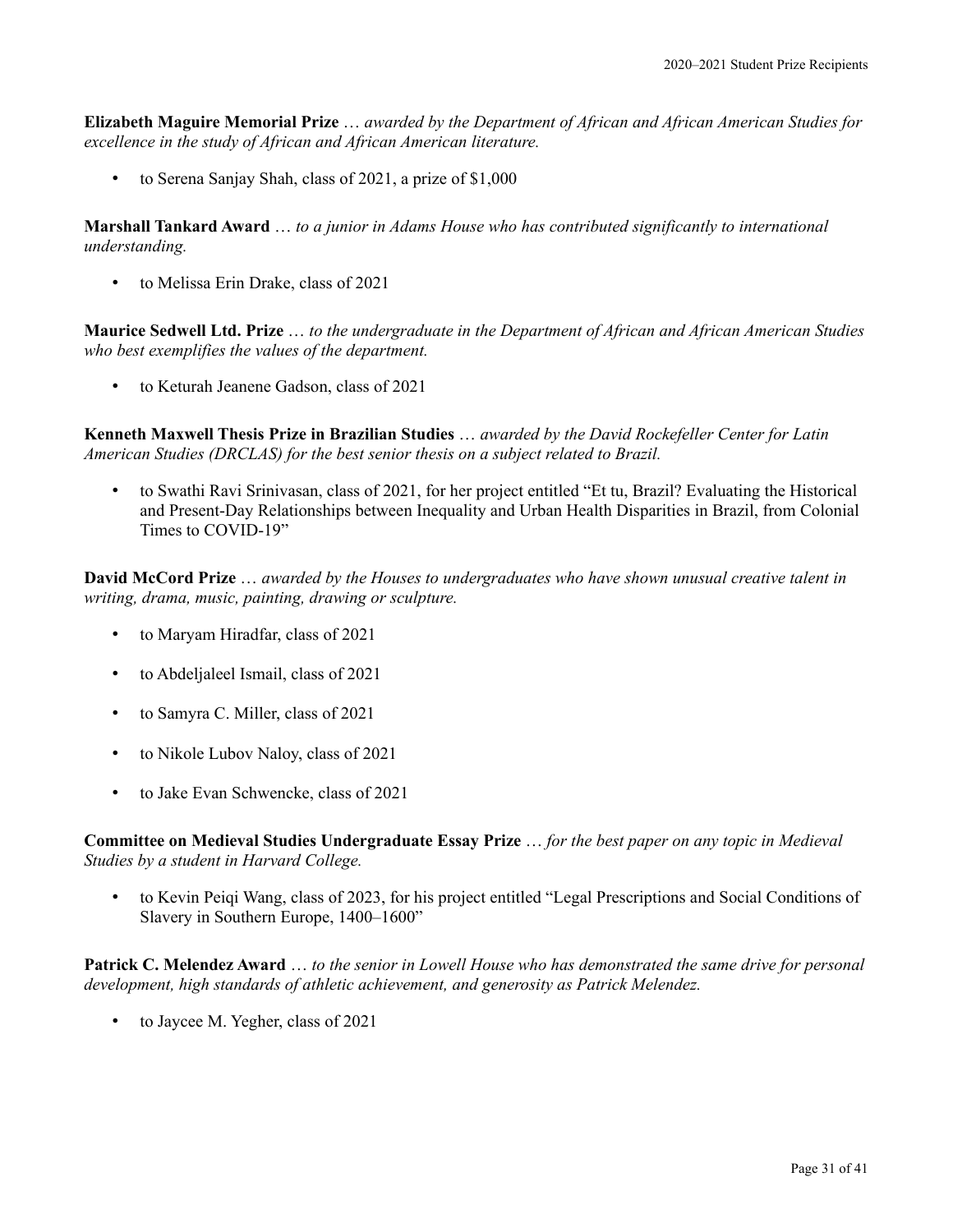**Elizabeth Maguire Memorial Prize** … *awarded by the Department of African and African American Studies for excellence in the study of African and African American literature.*

- to Serena Sanjay Shah, class of 2021, a prize of $1,000

**Marshall Tankard Award** … *to a junior in Adams House who has contributed significantly to international understanding.*

- to Melissa Erin Drake, class of 2021

**Maurice Sedwell Ltd. Prize** … *to the undergraduate in the Department of African and African American Studies who best exemplifies the values of the department.*

- to Keturah Jeanene Gadson, class of 2021

**Kenneth Maxwell Thesis Prize in Brazilian Studies** … *awarded by the David Rockefeller Center for Latin American Studies (DRCLAS) for the best senior thesis on a subject related to Brazil.*

- to Swathi Ravi Srinivasan, class of 2021, for her project entitled "Et tu, Brazil? Evaluating the Historical and Present-Day Relationships between Inequality and Urban Health Disparities in Brazil, from Colonial Times to COVID-19"

**David McCord Prize** … *awarded by the Houses to undergraduates who have shown unusual creative talent in writing, drama, music, painting, drawing or sculpture.*

- to Maryam Hiradfar, class of 2021
- to Abdeljaleel Ismail, class of 2021
- to Samyra C. Miller, class of 2021
- to Nikole Lubov Naloy, class of 2021
- to Jake Evan Schwencke, class of 2021

**Committee on Medieval Studies Undergraduate Essay Prize** … *for the best paper on any topic in Medieval Studies by a student in Harvard College.*

- to Kevin Peiqi Wang, class of 2023, for his project entitled "Legal Prescriptions and Social Conditions of Slavery in Southern Europe, 1400–1600"

**Patrick C. Melendez Award** … *to the senior in Lowell House who has demonstrated the same drive for personal development, high standards of athletic achievement, and generosity as Patrick Melendez.*

- to Jaycee M. Yegher, class of 2021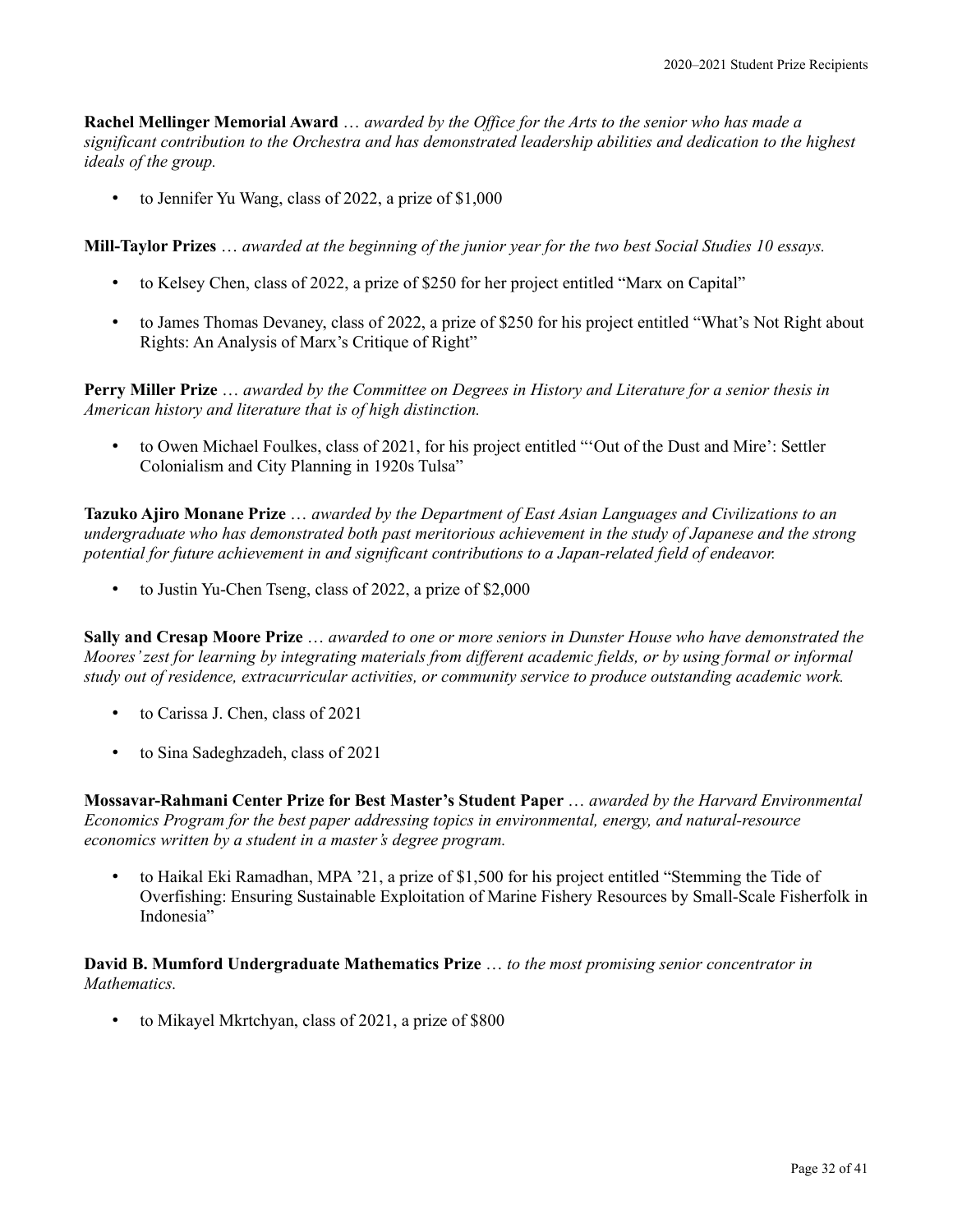**Rachel Mellinger Memorial Award** … *awarded by the Office for the Arts to the senior who has made a significant contribution to the Orchestra and has demonstrated leadership abilities and dedication to the highest ideals of the group.*

- to Jennifer Yu Wang, class of 2022, a prize of $1,000

**Mill-Taylor Prizes** … *awarded at the beginning of the junior year for the two best Social Studies 10 essays.*

- to Kelsey Chen, class of 2022, a prize of $250 for her project entitled "Marx on Capital"
- to James Thomas Devaney, class of 2022, a prize of $250 for his project entitled "What's Not Right about Rights: An Analysis of Marx's Critique of Right"

**Perry Miller Prize** … *awarded by the Committee on Degrees in History and Literature for a senior thesis in American history and literature that is of high distinction.*

- to Owen Michael Foulkes, class of 2021, for his project entitled "'Out of the Dust and Mire': Settler Colonialism and City Planning in 1920s Tulsa"

**Tazuko Ajiro Monane Prize** … *awarded by the Department of East Asian Languages and Civilizations to an undergraduate who has demonstrated both past meritorious achievement in the study of Japanese and the strong potential for future achievement in and significant contributions to a Japan-related field of endeavor.*

- to Justin Yu-Chen Tseng, class of 2022, a prize of $2,000

**Sally and Cresap Moore Prize** … *awarded to one or more seniors in Dunster House who have demonstrated the Moores' zest for learning by integrating materials from different academic fields, or by using formal or informal study out of residence, extracurricular activities, or community service to produce outstanding academic work.*

- to Carissa J. Chen, class of 2021
- to Sina Sadeghzadeh, class of 2021

**Mossavar-Rahmani Center Prize for Best Master's Student Paper** … *awarded by the Harvard Environmental Economics Program for the best paper addressing topics in environmental, energy, and natural-resource economics written by a student in a master's degree program.*

- to Haikal Eki Ramadhan, MPA '21, a prize of $1,500 for his project entitled "Stemming the Tide of Overfishing: Ensuring Sustainable Exploitation of Marine Fishery Resources by Small-Scale Fisherfolk in Indonesia"

**David B. Mumford Undergraduate Mathematics Prize** … *to the most promising senior concentrator in Mathematics.*

- to Mikayel Mkrtchyan, class of 2021, a prize of $800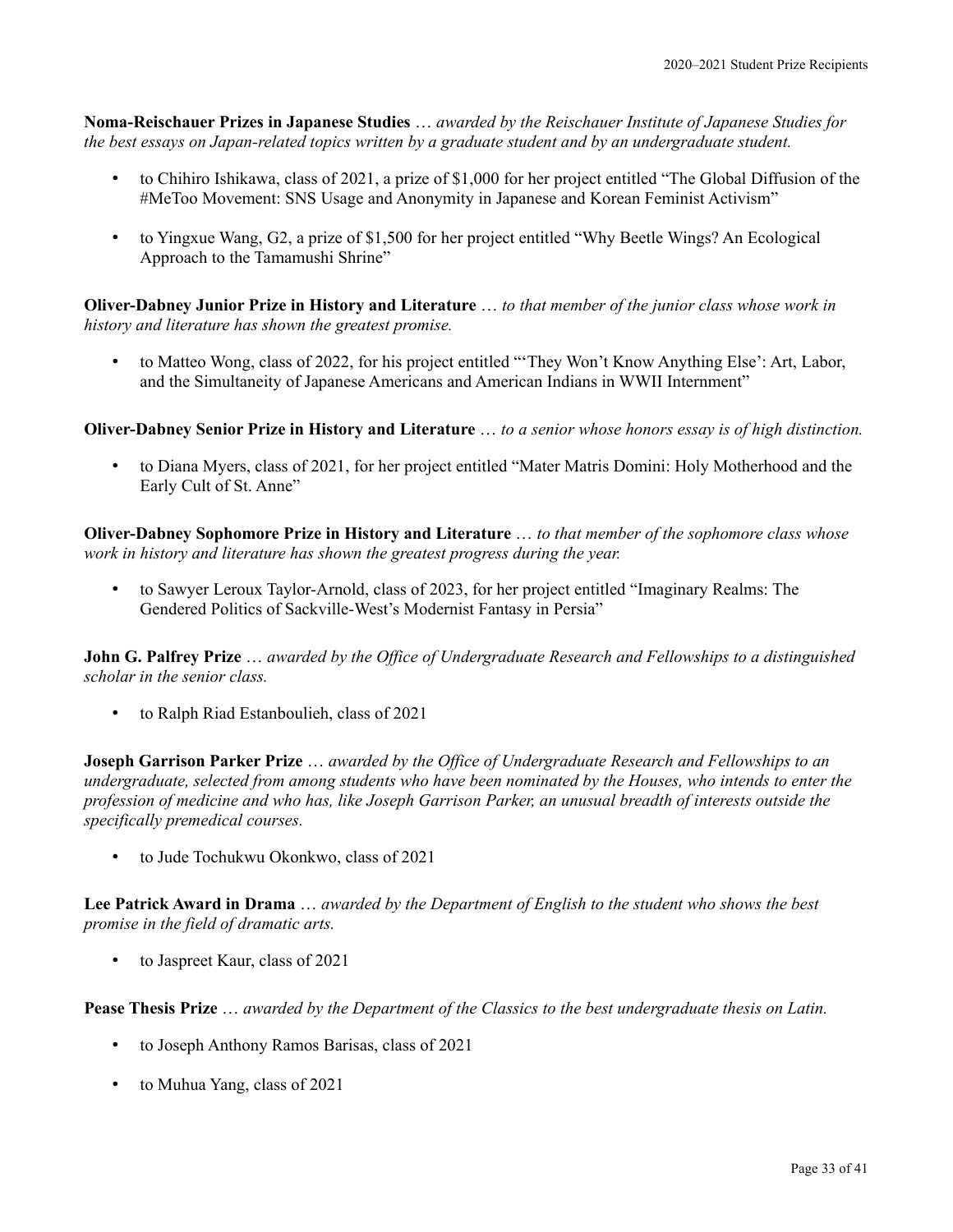**Noma-Reischauer Prizes in Japanese Studies** … *awarded by the Reischauer Institute of Japanese Studies for the best essays on Japan-related topics written by a graduate student and by an undergraduate student.*

- to Chihiro Ishikawa, class of 2021, a prize of $1,000 for her project entitled "The Global Diffusion of the #MeToo Movement: SNS Usage and Anonymity in Japanese and Korean Feminist Activism"
- to Yingxue Wang, G2, a prize of $1,500 for her project entitled "Why Beetle Wings? An Ecological Approach to the Tamamushi Shrine"

**Oliver-Dabney Junior Prize in History and Literature** … *to that member of the junior class whose work in history and literature has shown the greatest promise.*

- to Matteo Wong, class of 2022, for his project entitled "'They Won't Know Anything Else': Art, Labor, and the Simultaneity of Japanese Americans and American Indians in WWII Internment"

**Oliver-Dabney Senior Prize in History and Literature** … *to a senior whose honors essay is of high distinction.*

- to Diana Myers, class of 2021, for her project entitled "Mater Matris Domini: Holy Motherhood and the Early Cult of St. Anne"

**Oliver-Dabney Sophomore Prize in History and Literature** … *to that member of the sophomore class whose work in history and literature has shown the greatest progress during the year.*

- to Sawyer Leroux Taylor-Arnold, class of 2023, for her project entitled "Imaginary Realms: The Gendered Politics of Sackville-West's Modernist Fantasy in Persia"

**John G. Palfrey Prize** … *awarded by the Office of Undergraduate Research and Fellowships to a distinguished scholar in the senior class.*

- to Ralph Riad Estanboulieh, class of 2021

**Joseph Garrison Parker Prize** … *awarded by the Office of Undergraduate Research and Fellowships to an undergraduate, selected from among students who have been nominated by the Houses, who intends to enter the profession of medicine and who has, like Joseph Garrison Parker, an unusual breadth of interests outside the specifically premedical courses.*

- to Jude Tochukwu Okonkwo, class of 2021

**Lee Patrick Award in Drama** … *awarded by the Department of English to the student who shows the best promise in the field of dramatic arts.*

- to Jaspreet Kaur, class of 2021

**Pease Thesis Prize** … *awarded by the Department of the Classics to the best undergraduate thesis on Latin.*

- to Joseph Anthony Ramos Barisas, class of 2021
- to Muhua Yang, class of 2021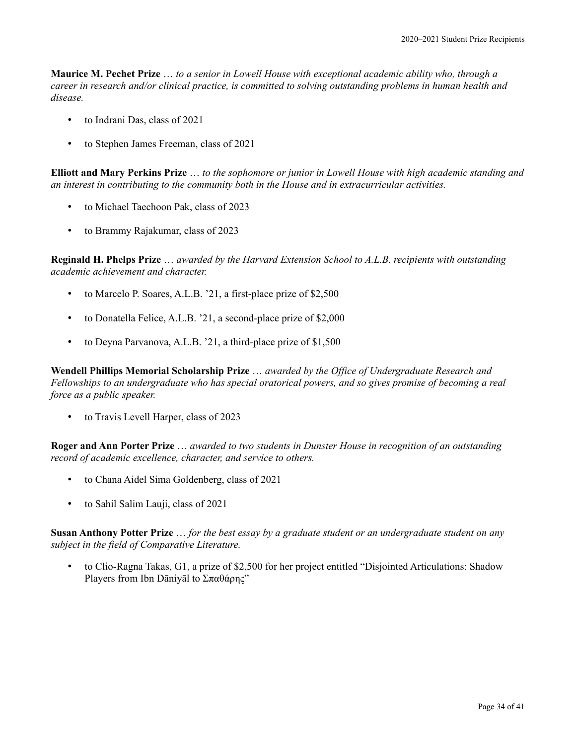**Maurice M. Pechet Prize** … *to a senior in Lowell House with exceptional academic ability who, through a career in research and/or clinical practice, is committed to solving outstanding problems in human health and disease.*

- to Indrani Das, class of 2021
- to Stephen James Freeman, class of 2021

**Elliott and Mary Perkins Prize** … *to the sophomore or junior in Lowell House with high academic standing and an interest in contributing to the community both in the House and in extracurricular activities.*

- to Michael Taechoon Pak, class of 2023
- to Brammy Rajakumar, class of 2023

**Reginald H. Phelps Prize** … *awarded by the Harvard Extension School to A.L.B. recipients with outstanding academic achievement and character.*

- to Marcelo P. Soares, A.L.B. ’21, a first-place prize of $2,500
- to Donatella Felice, A.L.B. ’21, a second-place prize of $2,000
- to Deyna Parvanova, A.L.B. ’21, a third-place prize of $1,500

**Wendell Phillips Memorial Scholarship Prize** … *awarded by the Office of Undergraduate Research and Fellowships to an undergraduate who has special oratorical powers, and so gives promise of becoming a real force as a public speaker.*

- to Travis Levell Harper, class of 2023

**Roger and Ann Porter Prize** … *awarded to two students in Dunster House in recognition of an outstanding record of academic excellence, character, and service to others.*

- to Chana Aidel Sima Goldenberg, class of 2021
- to Sahil Salim Lauji, class of 2021

**Susan Anthony Potter Prize** … *for the best essay by a graduate student or an undergraduate student on any subject in the field of Comparative Literature.*

- to Clio-Ragna Takas, G1, a prize of $2,500 for her project entitled “Disjointed Articulations: Shadow Players from Ibn Dāniyāl to Σπαθάρης”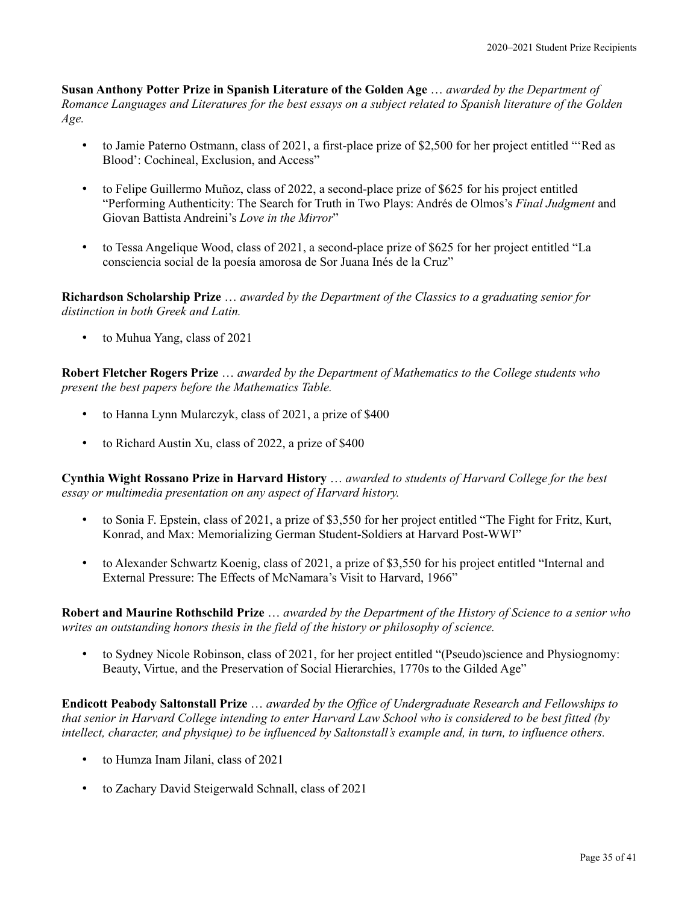**Susan Anthony Potter Prize in Spanish Literature of the Golden Age** … *awarded by the Department of Romance Languages and Literatures for the best essays on a subject related to Spanish literature of the Golden Age.*

- to Jamie Paterno Ostmann, class of 2021, a first-place prize of $2,500 for her project entitled "'Red as Blood': Cochineal, Exclusion, and Access"
- to Felipe Guillermo Muñoz, class of 2022, a second-place prize of $625 for his project entitled "Performing Authenticity: The Search for Truth in Two Plays: Andrés de Olmos's *Final Judgment* and Giovan Battista Andreini's *Love in the Mirror*"
- to Tessa Angelique Wood, class of 2021, a second-place prize of $625 for her project entitled "La consciencia social de la poesía amorosa de Sor Juana Inés de la Cruz"

**Richardson Scholarship Prize** … *awarded by the Department of the Classics to a graduating senior for distinction in both Greek and Latin.*

- to Muhua Yang, class of 2021

**Robert Fletcher Rogers Prize** … *awarded by the Department of Mathematics to the College students who present the best papers before the Mathematics Table.*

- to Hanna Lynn Mularczyk, class of 2021, a prize of $400
- to Richard Austin Xu, class of 2022, a prize of $400

**Cynthia Wight Rossano Prize in Harvard History** … *awarded to students of Harvard College for the best essay or multimedia presentation on any aspect of Harvard history.*

- to Sonia F. Epstein, class of 2021, a prize of $3,550 for her project entitled "The Fight for Fritz, Kurt, Konrad, and Max: Memorializing German Student-Soldiers at Harvard Post-WWI"
- to Alexander Schwartz Koenig, class of 2021, a prize of $3,550 for his project entitled "Internal and External Pressure: The Effects of McNamara's Visit to Harvard, 1966"

**Robert and Maurine Rothschild Prize** … *awarded by the Department of the History of Science to a senior who writes an outstanding honors thesis in the field of the history or philosophy of science.*

- to Sydney Nicole Robinson, class of 2021, for her project entitled "(Pseudo)science and Physiognomy: Beauty, Virtue, and the Preservation of Social Hierarchies, 1770s to the Gilded Age"

**Endicott Peabody Saltonstall Prize** … *awarded by the Office of Undergraduate Research and Fellowships to that senior in Harvard College intending to enter Harvard Law School who is considered to be best fitted (by intellect, character, and physique) to be influenced by Saltonstall's example and, in turn, to influence others.*

- to Humza Inam Jilani, class of 2021
- to Zachary David Steigerwald Schnall, class of 2021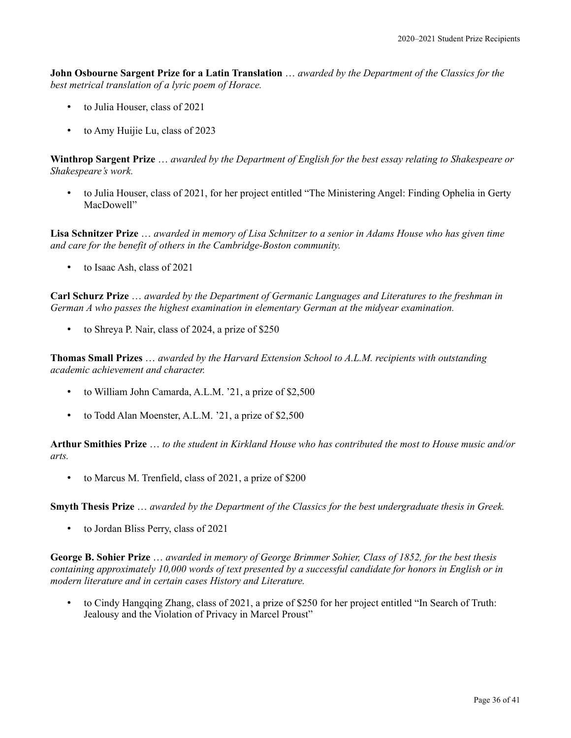**John Osbourne Sargent Prize for a Latin Translation** … *awarded by the Department of the Classics for the best metrical translation of a lyric poem of Horace.*

- to Julia Houser, class of 2021
- to Amy Huijie Lu, class of 2023

**Winthrop Sargent Prize** … *awarded by the Department of English for the best essay relating to Shakespeare or Shakespeare's work.*

- to Julia Houser, class of 2021, for her project entitled "The Ministering Angel: Finding Ophelia in Gerty MacDowell"

**Lisa Schnitzer Prize** … *awarded in memory of Lisa Schnitzer to a senior in Adams House who has given time and care for the benefit of others in the Cambridge-Boston community.*

- to Isaac Ash, class of 2021

**Carl Schurz Prize** … *awarded by the Department of Germanic Languages and Literatures to the freshman in German A who passes the highest examination in elementary German at the midyear examination.*

- to Shreya P. Nair, class of 2024, a prize of $250

**Thomas Small Prizes** … *awarded by the Harvard Extension School to A.L.M. recipients with outstanding academic achievement and character.*

- to William John Camarda, A.L.M. '21, a prize of $2,500
- to Todd Alan Moenster, A.L.M. '21, a prize of $2,500

**Arthur Smithies Prize** … *to the student in Kirkland House who has contributed the most to House music and/or arts.*

- to Marcus M. Trenfield, class of 2021, a prize of $200

**Smyth Thesis Prize** … *awarded by the Department of the Classics for the best undergraduate thesis in Greek.*

- to Jordan Bliss Perry, class of 2021

**George B. Sohier Prize** … *awarded in memory of George Brimmer Sohier, Class of 1852, for the best thesis containing approximately 10,000 words of text presented by a successful candidate for honors in English or in modern literature and in certain cases History and Literature.*

- to Cindy Hangqing Zhang, class of 2021, a prize of $250 for her project entitled "In Search of Truth: Jealousy and the Violation of Privacy in Marcel Proust"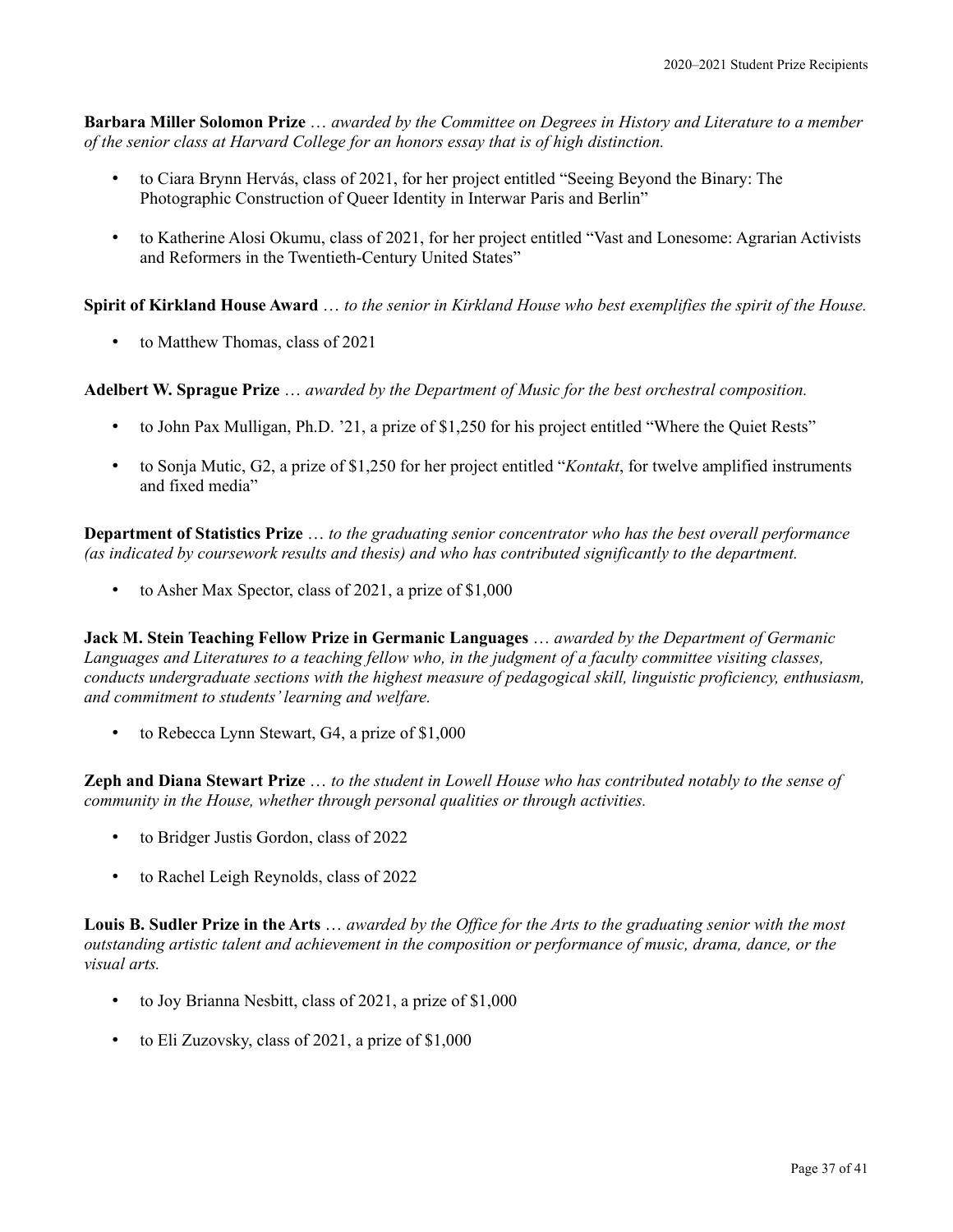**Barbara Miller Solomon Prize** … *awarded by the Committee on Degrees in History and Literature to a member of the senior class at Harvard College for an honors essay that is of high distinction.*

- to Ciara Brynn Hervás, class of 2021, for her project entitled "Seeing Beyond the Binary: The Photographic Construction of Queer Identity in Interwar Paris and Berlin"
- to Katherine Alosi Okumu, class of 2021, for her project entitled "Vast and Lonesome: Agrarian Activists and Reformers in the Twentieth-Century United States"

**Spirit of Kirkland House Award** … *to the senior in Kirkland House who best exemplifies the spirit of the House.*

- to Matthew Thomas, class of 2021

**Adelbert W. Sprague Prize** … *awarded by the Department of Music for the best orchestral composition.*

- to John Pax Mulligan, Ph.D. '21, a prize of $1,250 for his project entitled "Where the Quiet Rests"
- to Sonja Mutic, G2, a prize of $1,250 for her project entitled "*Kontakt*, for twelve amplified instruments and fixed media"

**Department of Statistics Prize** … *to the graduating senior concentrator who has the best overall performance (as indicated by coursework results and thesis) and who has contributed significantly to the department.*

- to Asher Max Spector, class of 2021, a prize of $1,000

**Jack M. Stein Teaching Fellow Prize in Germanic Languages** … *awarded by the Department of Germanic Languages and Literatures to a teaching fellow who, in the judgment of a faculty committee visiting classes, conducts undergraduate sections with the highest measure of pedagogical skill, linguistic proficiency, enthusiasm, and commitment to students' learning and welfare.*

- to Rebecca Lynn Stewart, G4, a prize of $1,000

**Zeph and Diana Stewart Prize** … *to the student in Lowell House who has contributed notably to the sense of community in the House, whether through personal qualities or through activities.*

- to Bridger Justis Gordon, class of 2022
- to Rachel Leigh Reynolds, class of 2022

**Louis B. Sudler Prize in the Arts** … *awarded by the Office for the Arts to the graduating senior with the most outstanding artistic talent and achievement in the composition or performance of music, drama, dance, or the visual arts.*

- to Joy Brianna Nesbitt, class of 2021, a prize of $1,000
- to Eli Zuzovsky, class of 2021, a prize of $1,000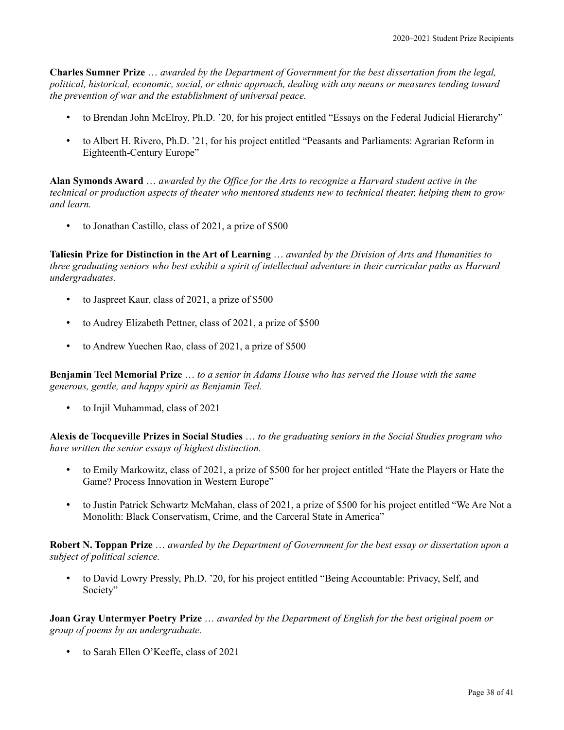**Charles Sumner Prize** … *awarded by the Department of Government for the best dissertation from the legal, political, historical, economic, social, or ethnic approach, dealing with any means or measures tending toward the prevention of war and the establishment of universal peace.*

- to Brendan John McElroy, Ph.D. '20, for his project entitled "Essays on the Federal Judicial Hierarchy"
- to Albert H. Rivero, Ph.D. '21, for his project entitled "Peasants and Parliaments: Agrarian Reform in Eighteenth-Century Europe"

**Alan Symonds Award** … *awarded by the Office for the Arts to recognize a Harvard student active in the technical or production aspects of theater who mentored students new to technical theater, helping them to grow and learn.*

- to Jonathan Castillo, class of 2021, a prize of $500

**Taliesin Prize for Distinction in the Art of Learning** … *awarded by the Division of Arts and Humanities to three graduating seniors who best exhibit a spirit of intellectual adventure in their curricular paths as Harvard undergraduates.*

- to Jaspreet Kaur, class of 2021, a prize of $500
- to Audrey Elizabeth Pettner, class of 2021, a prize of $500
- to Andrew Yuechen Rao, class of 2021, a prize of $500

**Benjamin Teel Memorial Prize** … *to a senior in Adams House who has served the House with the same generous, gentle, and happy spirit as Benjamin Teel.*

- to Injil Muhammad, class of 2021

**Alexis de Tocqueville Prizes in Social Studies** … *to the graduating seniors in the Social Studies program who have written the senior essays of highest distinction.*

- to Emily Markowitz, class of 2021, a prize of $500 for her project entitled "Hate the Players or Hate the Game? Process Innovation in Western Europe"
- to Justin Patrick Schwartz McMahan, class of 2021, a prize of $500 for his project entitled "We Are Not a Monolith: Black Conservatism, Crime, and the Carceral State in America"

**Robert N. Toppan Prize** … *awarded by the Department of Government for the best essay or dissertation upon a subject of political science.*

- to David Lowry Pressly, Ph.D. '20, for his project entitled "Being Accountable: Privacy, Self, and Society"

**Joan Gray Untermyer Poetry Prize** … *awarded by the Department of English for the best original poem or group of poems by an undergraduate.*

- to Sarah Ellen O'Keeffe, class of 2021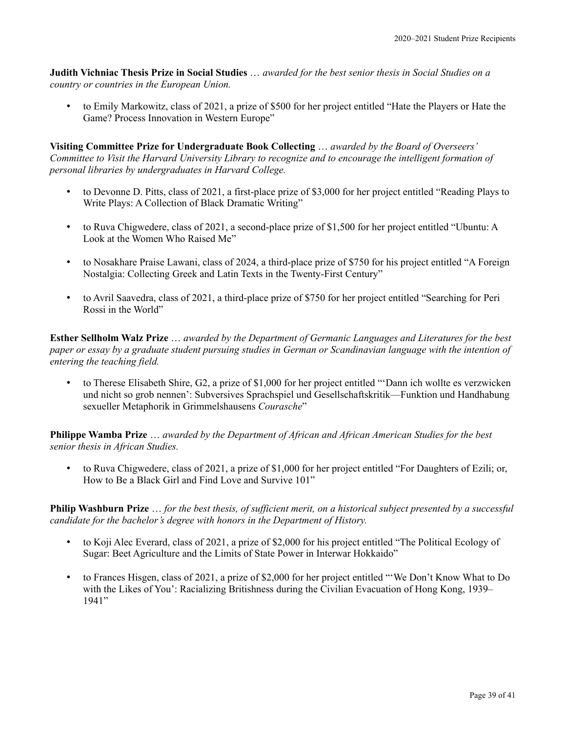**Judith Vichniac Thesis Prize in Social Studies** … *awarded for the best senior thesis in Social Studies on a country or countries in the European Union.*

- to Emily Markowitz, class of 2021, a prize of $500 for her project entitled "Hate the Players or Hate the Game? Process Innovation in Western Europe"

**Visiting Committee Prize for Undergraduate Book Collecting** … *awarded by the Board of Overseers' Committee to Visit the Harvard University Library to recognize and to encourage the intelligent formation of personal libraries by undergraduates in Harvard College.*

- to Devonne D. Pitts, class of 2021, a first-place prize of $3,000 for her project entitled "Reading Plays to Write Plays: A Collection of Black Dramatic Writing"

- to Ruva Chigwedere, class of 2021, a second-place prize of $1,500 for her project entitled "Ubuntu: A Look at the Women Who Raised Me"

- to Nosakhare Praise Lawani, class of 2024, a third-place prize of $750 for his project entitled "A Foreign Nostalgia: Collecting Greek and Latin Texts in the Twenty-First Century"

- to Avril Saavedra, class of 2021, a third-place prize of $750 for her project entitled "Searching for Peri Rossi in the World"

**Esther Sellholm Walz Prize** … *awarded by the Department of Germanic Languages and Literatures for the best paper or essay by a graduate student pursuing studies in German or Scandinavian language with the intention of entering the teaching field.*

- to Therese Elisabeth Shire, G2, a prize of $1,000 for her project entitled "'Dann ich wollte es verzwicken und nicht so grob nennen': Subversives Sprachspiel und Gesellschaftskritik—Funktion und Handhabung sexueller Metaphorik in Grimmelshausens *Courasche*"

**Philippe Wamba Prize** … *awarded by the Department of African and African American Studies for the best senior thesis in African Studies.*

- to Ruva Chigwedere, class of 2021, a prize of $1,000 for her project entitled "For Daughters of Ezili; or, How to Be a Black Girl and Find Love and Survive 101"

**Philip Washburn Prize** … *for the best thesis, of sufficient merit, on a historical subject presented by a successful candidate for the bachelor's degree with honors in the Department of History.*

- to Koji Alec Everard, class of 2021, a prize of $2,000 for his project entitled "The Political Ecology of Sugar: Beet Agriculture and the Limits of State Power in Interwar Hokkaido"

- to Frances Hisgen, class of 2021, a prize of $2,000 for her project entitled "'We Don't Know What to Do with the Likes of You': Racializing Britishness during the Civilian Evacuation of Hong Kong, 1939–1941"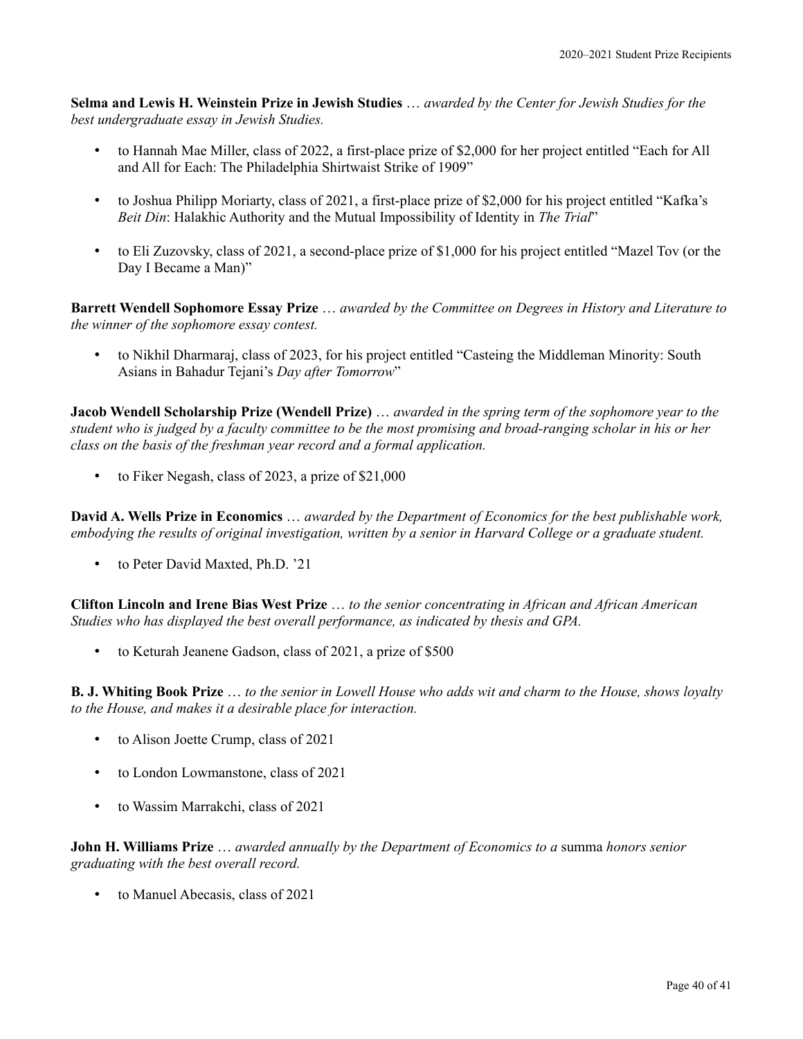**Selma and Lewis H. Weinstein Prize in Jewish Studies** … *awarded by the Center for Jewish Studies for the best undergraduate essay in Jewish Studies.*

- to Hannah Mae Miller, class of 2022, a first-place prize of $2,000 for her project entitled “Each for All and All for Each: The Philadelphia Shirtwaist Strike of 1909”
- to Joshua Philipp Moriarty, class of 2021, a first-place prize of $2,000 for his project entitled “Kafka’s *Beit Din*: Halakhic Authority and the Mutual Impossibility of Identity in *The Trial*”
- to Eli Zuzovsky, class of 2021, a second-place prize of $1,000 for his project entitled “Mazel Tov (or the Day I Became a Man)”

**Barrett Wendell Sophomore Essay Prize** … *awarded by the Committee on Degrees in History and Literature to the winner of the sophomore essay contest.*

- to Nikhil Dharmaraj, class of 2023, for his project entitled “Casteing the Middleman Minority: South Asians in Bahadur Tejani’s *Day after Tomorrow*”

**Jacob Wendell Scholarship Prize (Wendell Prize)** … *awarded in the spring term of the sophomore year to the student who is judged by a faculty committee to be the most promising and broad-ranging scholar in his or her class on the basis of the freshman year record and a formal application.*

- to Fiker Negash, class of 2023, a prize of $21,000

**David A. Wells Prize in Economics** … *awarded by the Department of Economics for the best publishable work, embodying the results of original investigation, written by a senior in Harvard College or a graduate student.*

- to Peter David Maxted, Ph.D. ’21

**Clifton Lincoln and Irene Bias West Prize** … *to the senior concentrating in African and African American Studies who has displayed the best overall performance, as indicated by thesis and GPA.*

- to Keturah Jeanene Gadson, class of 2021, a prize of $500

**B. J. Whiting Book Prize** … *to the senior in Lowell House who adds wit and charm to the House, shows loyalty to the House, and makes it a desirable place for interaction.*

- to Alison Joette Crump, class of 2021
- to London Lowmanstone, class of 2021
- to Wassim Marrakchi, class of 2021

**John H. Williams Prize** … *awarded annually by the Department of Economics to a* summa *honors senior graduating with the best overall record.*

- to Manuel Abecasis, class of 2021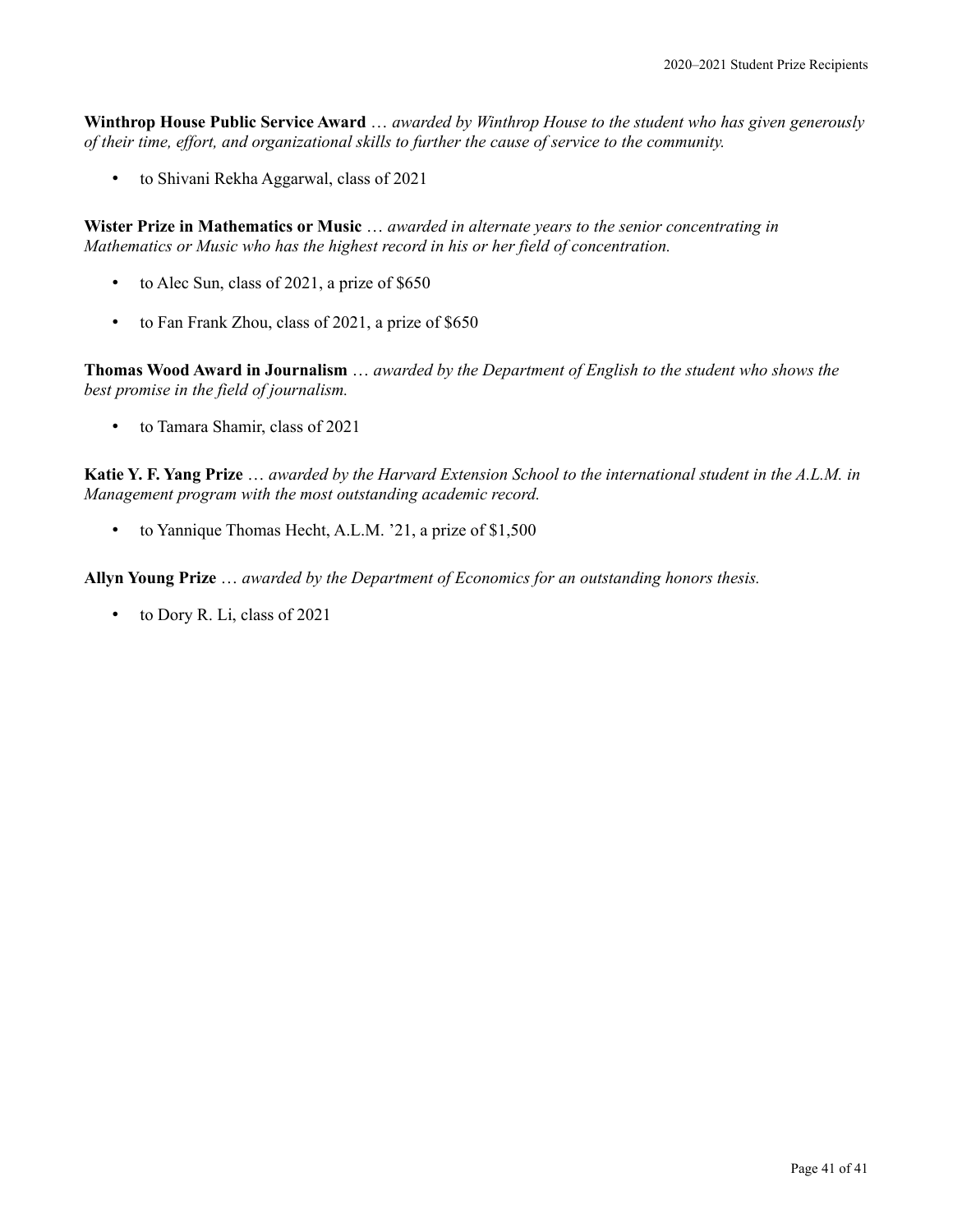**Winthrop House Public Service Award** … *awarded by Winthrop House to the student who has given generously of their time, effort, and organizational skills to further the cause of service to the community.*

- to Shivani Rekha Aggarwal, class of 2021

**Wister Prize in Mathematics or Music** … *awarded in alternate years to the senior concentrating in Mathematics or Music who has the highest record in his or her field of concentration.*

- to Alec Sun, class of 2021, a prize of $650
- to Fan Frank Zhou, class of 2021, a prize of $650

**Thomas Wood Award in Journalism** … *awarded by the Department of English to the student who shows the best promise in the field of journalism.*

- to Tamara Shamir, class of 2021

**Katie Y. F. Yang Prize** … *awarded by the Harvard Extension School to the international student in the A.L.M. in Management program with the most outstanding academic record.*

- to Yannique Thomas Hecht, A.L.M. ’21, a prize of $1,500

**Allyn Young Prize** … *awarded by the Department of Economics for an outstanding honors thesis.*

- to Dory R. Li, class of 2021